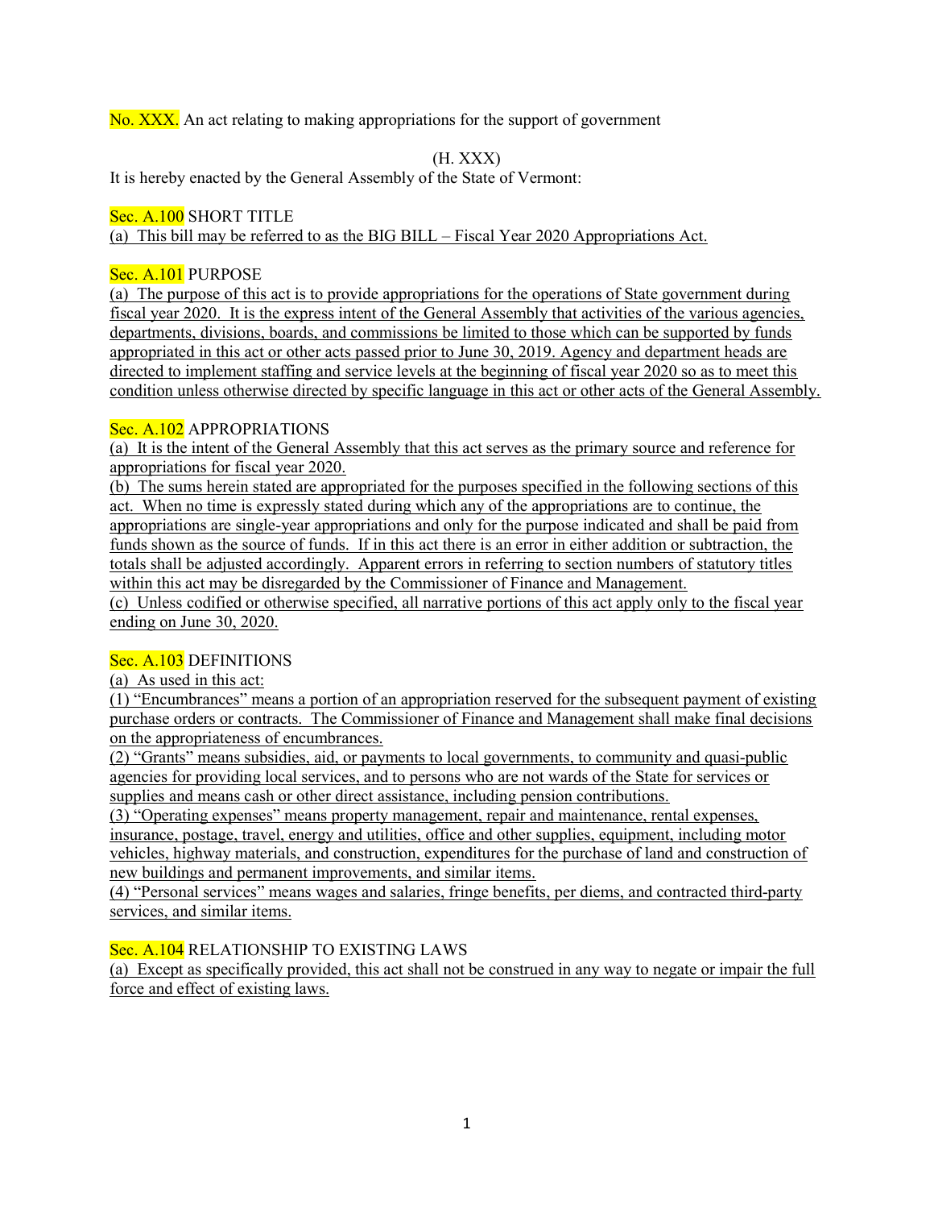No. XXX. An act relating to making appropriations for the support of government

(H. XXX)

It is hereby enacted by the General Assembly of the State of Vermont:

Sec. A.100 SHORT TITLE

(a) This bill may be referred to as the BIG BILL – Fiscal Year 2020 Appropriations Act.

Sec. A.101 PURPOSE

(a) The purpose of this act is to provide appropriations for the operations of State government during fiscal year 2020. It is the express intent of the General Assembly that activities of the various agencies, departments, divisions, boards, and commissions be limited to those which can be supported by funds appropriated in this act or other acts passed prior to June 30, 2019. Agency and department heads are directed to implement staffing and service levels at the beginning of fiscal year 2020 so as to meet this condition unless otherwise directed by specific language in this act or other acts of the General Assembly.

Sec. A.102 APPROPRIATIONS

(a) It is the intent of the General Assembly that this act serves as the primary source and reference for appropriations for fiscal year 2020.

(b) The sums herein stated are appropriated for the purposes specified in the following sections of this act. When no time is expressly stated during which any of the appropriations are to continue, the appropriations are single-year appropriations and only for the purpose indicated and shall be paid from funds shown as the source of funds. If in this act there is an error in either addition or subtraction, the totals shall be adjusted accordingly. Apparent errors in referring to section numbers of statutory titles within this act may be disregarded by the Commissioner of Finance and Management.

(c) Unless codified or otherwise specified, all narrative portions of this act apply only to the fiscal year ending on June 30, 2020.

Sec. A.103 DEFINITIONS

(a) As used in this act:

(1) "Encumbrances" means a portion of an appropriation reserved for the subsequent payment of existing purchase orders or contracts. The Commissioner of Finance and Management shall make final decisions on the appropriateness of encumbrances.

(2) "Grants" means subsidies, aid, or payments to local governments, to community and quasi-public agencies for providing local services, and to persons who are not wards of the State for services or supplies and means cash or other direct assistance, including pension contributions.

(3) "Operating expenses" means property management, repair and maintenance, rental expenses, insurance, postage, travel, energy and utilities, office and other supplies, equipment, including motor vehicles, highway materials, and construction, expenditures for the purchase of land and construction of new buildings and permanent improvements, and similar items.

(4) "Personal services" means wages and salaries, fringe benefits, per diems, and contracted third-party services, and similar items.

Sec. A.104 RELATIONSHIP TO EXISTING LAWS

(a) Except as specifically provided, this act shall not be construed in any way to negate or impair the full force and effect of existing laws.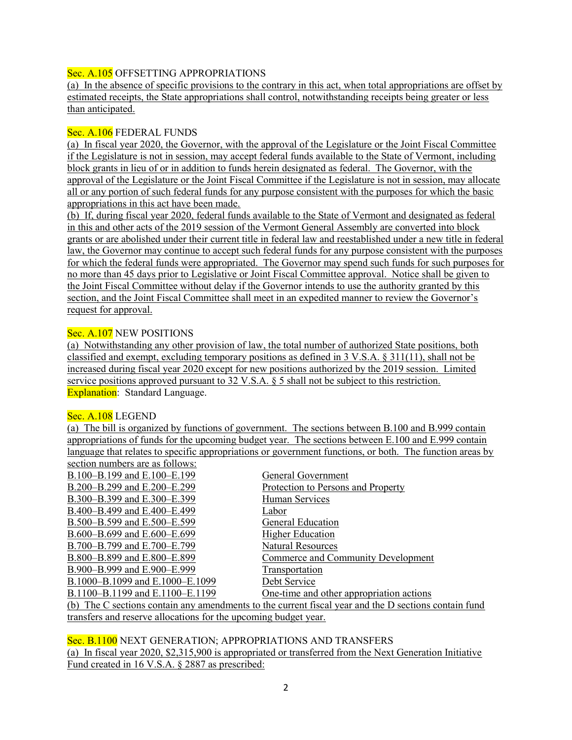Sec. A.105 OFFSETTING APPROPRIATIONS

(a) In the absence of specific provisions to the contrary in this act, when total appropriations are offset by estimated receipts, the State appropriations shall control, notwithstanding receipts being greater or less than anticipated.

Sec. A.106 FEDERAL FUNDS

(a) In fiscal year 2020, the Governor, with the approval of the Legislature or the Joint Fiscal Committee if the Legislature is not in session, may accept federal funds available to the State of Vermont, including block grants in lieu of or in addition to funds herein designated as federal. The Governor, with the approval of the Legislature or the Joint Fiscal Committee if the Legislature is not in session, may allocate all or any portion of such federal funds for any purpose consistent with the purposes for which the basic appropriations in this act have been made.

(b) If, during fiscal year 2020, federal funds available to the State of Vermont and designated as federal in this and other acts of the 2019 session of the Vermont General Assembly are converted into block grants or are abolished under their current title in federal law and reestablished under a new title in federal law, the Governor may continue to accept such federal funds for any purpose consistent with the purposes for which the federal funds were appropriated. The Governor may spend such funds for such purposes for no more than 45 days prior to Legislative or Joint Fiscal Committee approval. Notice shall be given to the Joint Fiscal Committee without delay if the Governor intends to use the authority granted by this section, and the Joint Fiscal Committee shall meet in an expedited manner to review the Governor's request for approval.

Sec. A.107 NEW POSITIONS

(a) Notwithstanding any other provision of law, the total number of authorized State positions, both classified and exempt, excluding temporary positions as defined in 3 V.S.A. § 311(11), shall not be increased during fiscal year 2020 except for new positions authorized by the 2019 session. Limited service positions approved pursuant to 32 V.S.A. § 5 shall not be subject to this restriction.

Explanation: Standard Language.

Sec. A.108 LEGEND

(a) The bill is organized by functions of government. The sections between B.100 and B.999 contain appropriations of funds for the upcoming budget year. The sections between E.100 and E.999 contain language that relates to specific appropriations or government functions, or both. The function areas by section numbers are as follows:

| | |
|---|---|
| B.100–B.199 and E.100–E.199 | General Government |
| B.200–B.299 and E.200–E.299 | Protection to Persons and Property |
| B.300–B.399 and E.300–E.399 | Human Services |
| B.400–B.499 and E.400–E.499 | Labor |
| B.500–B.599 and E.500–E.599 | General Education |
| B.600–B.699 and E.600–E.699 | Higher Education |
| B.700–B.799 and E.700–E.799 | Natural Resources |
| B.800–B.899 and E.800–E.899 | Commerce and Community Development |
| B.900–B.999 and E.900–E.999 | Transportation |
| B.1000–B.1099 and E.1000–E.1099 | Debt Service |
| B.1100–B.1199 and E.1100–E.1199 | One-time and other appropriation actions |

(b) The C sections contain any amendments to the current fiscal year and the D sections contain fund transfers and reserve allocations for the upcoming budget year.

Sec. B.1100 NEXT GENERATION; APPROPRIATIONS AND TRANSFERS

(a) In fiscal year 2020, $2,315,900 is appropriated or transferred from the Next Generation Initiative Fund created in 16 V.S.A. § 2887 as prescribed: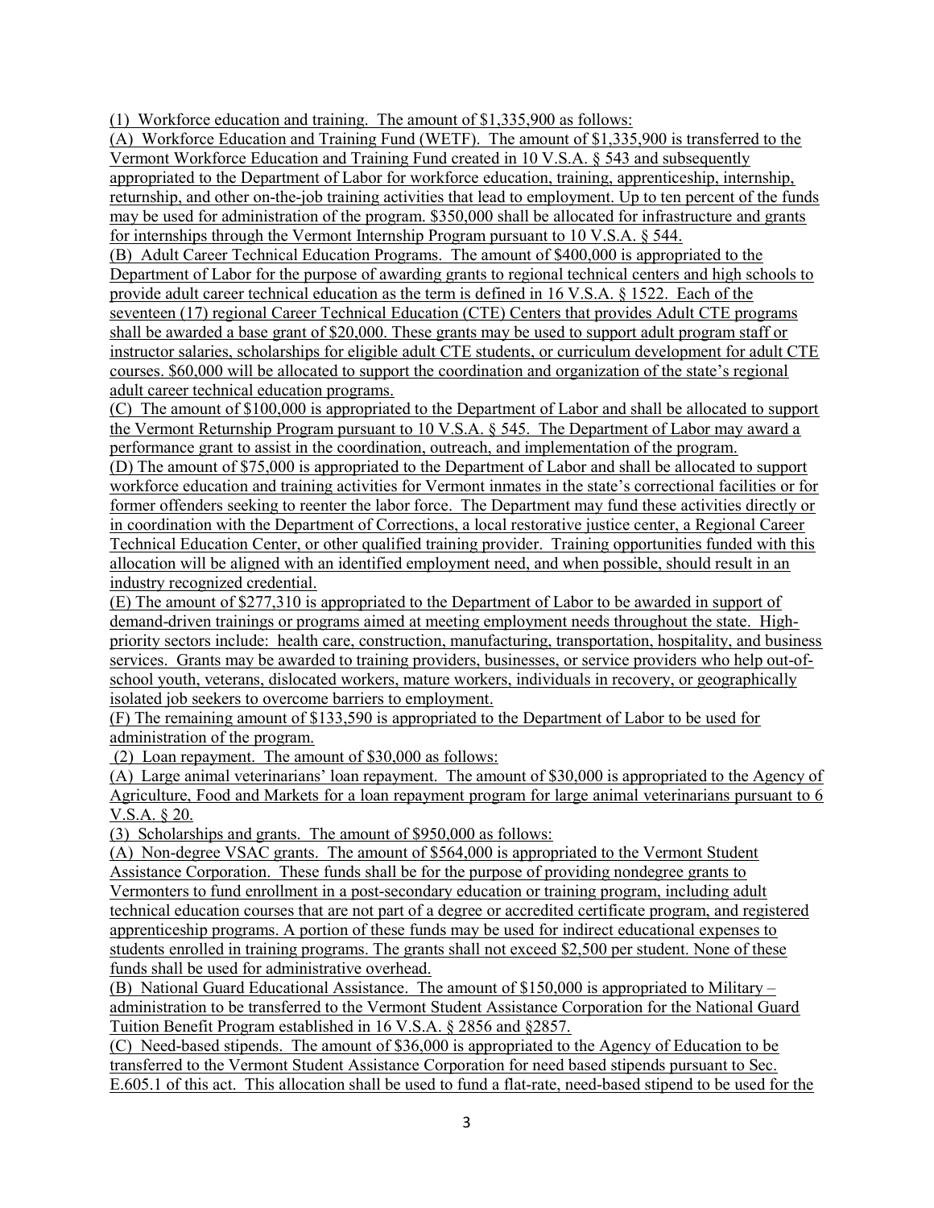(1) Workforce education and training. The amount of $1,335,900 as follows:

(A) Workforce Education and Training Fund (WETF). The amount of $1,335,900 is transferred to the Vermont Workforce Education and Training Fund created in 10 V.S.A. § 543 and subsequently appropriated to the Department of Labor for workforce education, training, apprenticeship, internship, returnship, and other on-the-job training activities that lead to employment. Up to ten percent of the funds may be used for administration of the program. $350,000 shall be allocated for infrastructure and grants for internships through the Vermont Internship Program pursuant to 10 V.S.A. § 544.

(B) Adult Career Technical Education Programs. The amount of $400,000 is appropriated to the Department of Labor for the purpose of awarding grants to regional technical centers and high schools to provide adult career technical education as the term is defined in 16 V.S.A. § 1522. Each of the seventeen (17) regional Career Technical Education (CTE) Centers that provides Adult CTE programs shall be awarded a base grant of $20,000. These grants may be used to support adult program staff or instructor salaries, scholarships for eligible adult CTE students, or curriculum development for adult CTE courses. $60,000 will be allocated to support the coordination and organization of the state's regional adult career technical education programs.

(C) The amount of $100,000 is appropriated to the Department of Labor and shall be allocated to support the Vermont Returnship Program pursuant to 10 V.S.A. § 545. The Department of Labor may award a performance grant to assist in the coordination, outreach, and implementation of the program.

(D) The amount of $75,000 is appropriated to the Department of Labor and shall be allocated to support workforce education and training activities for Vermont inmates in the state's correctional facilities or for former offenders seeking to reenter the labor force. The Department may fund these activities directly or in coordination with the Department of Corrections, a local restorative justice center, a Regional Career Technical Education Center, or other qualified training provider. Training opportunities funded with this allocation will be aligned with an identified employment need, and when possible, should result in an industry recognized credential.

(E) The amount of $277,310 is appropriated to the Department of Labor to be awarded in support of demand-driven trainings or programs aimed at meeting employment needs throughout the state. High-priority sectors include: health care, construction, manufacturing, transportation, hospitality, and business services. Grants may be awarded to training providers, businesses, or service providers who help out-of-school youth, veterans, dislocated workers, mature workers, individuals in recovery, or geographically isolated job seekers to overcome barriers to employment.

(F) The remaining amount of $133,590 is appropriated to the Department of Labor to be used for administration of the program.

(2) Loan repayment. The amount of $30,000 as follows:

(A) Large animal veterinarians' loan repayment. The amount of $30,000 is appropriated to the Agency of Agriculture, Food and Markets for a loan repayment program for large animal veterinarians pursuant to 6 V.S.A. § 20.

(3) Scholarships and grants. The amount of $950,000 as follows:

(A) Non-degree VSAC grants. The amount of $564,000 is appropriated to the Vermont Student Assistance Corporation. These funds shall be for the purpose of providing nondegree grants to Vermonters to fund enrollment in a post-secondary education or training program, including adult technical education courses that are not part of a degree or accredited certificate program, and registered apprenticeship programs. A portion of these funds may be used for indirect educational expenses to students enrolled in training programs. The grants shall not exceed $2,500 per student. None of these funds shall be used for administrative overhead.

(B) National Guard Educational Assistance. The amount of $150,000 is appropriated to Military – administration to be transferred to the Vermont Student Assistance Corporation for the National Guard Tuition Benefit Program established in 16 V.S.A. § 2856 and §2857.

(C) Need-based stipends. The amount of $36,000 is appropriated to the Agency of Education to be transferred to the Vermont Student Assistance Corporation for need based stipends pursuant to Sec. E.605.1 of this act. This allocation shall be used to fund a flat-rate, need-based stipend to be used for the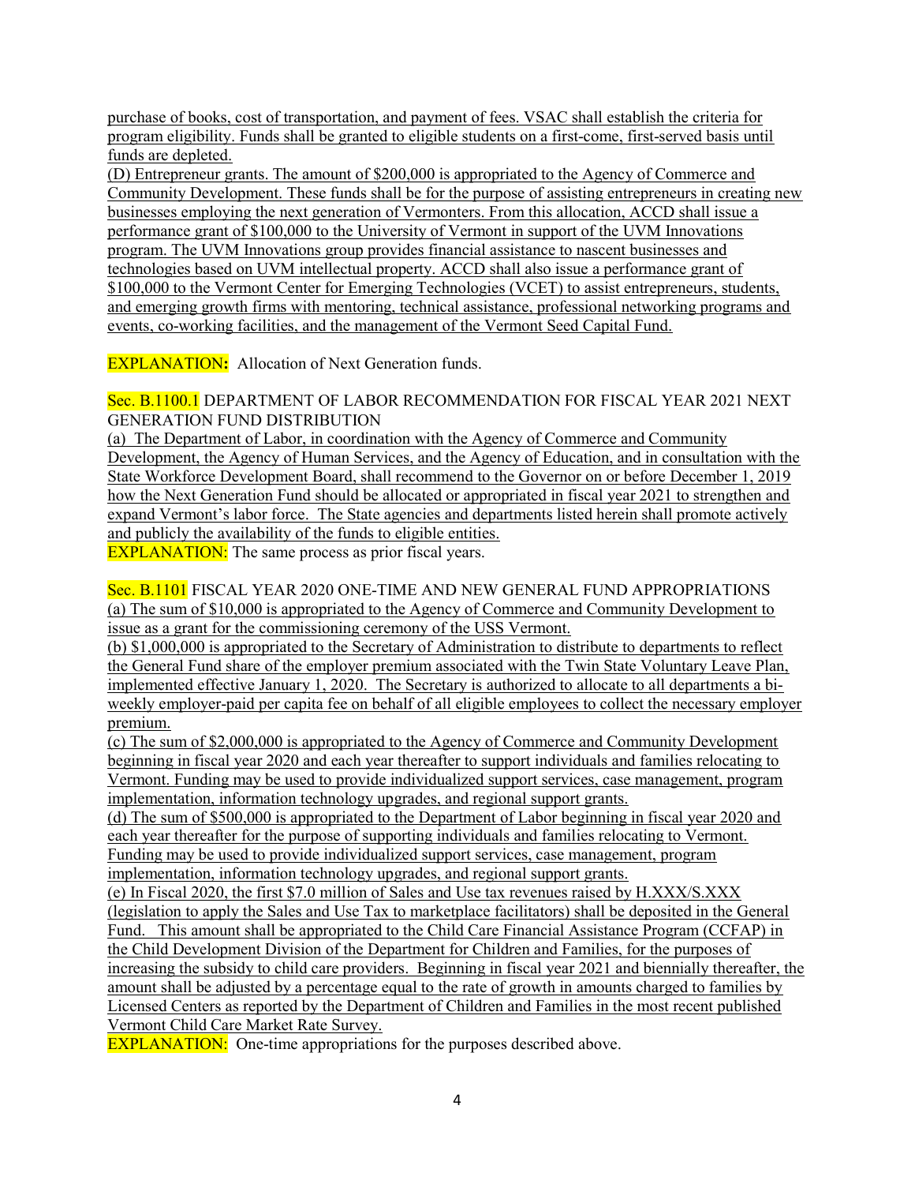purchase of books, cost of transportation, and payment of fees. VSAC shall establish the criteria for program eligibility. Funds shall be granted to eligible students on a first-come, first-served basis until funds are depleted.

(D) Entrepreneur grants. The amount of $200,000 is appropriated to the Agency of Commerce and Community Development. These funds shall be for the purpose of assisting entrepreneurs in creating new businesses employing the next generation of Vermonters. From this allocation, ACCD shall issue a performance grant of $100,000 to the University of Vermont in support of the UVM Innovations program. The UVM Innovations group provides financial assistance to nascent businesses and technologies based on UVM intellectual property. ACCD shall also issue a performance grant of $100,000 to the Vermont Center for Emerging Technologies (VCET) to assist entrepreneurs, students, and emerging growth firms with mentoring, technical assistance, professional networking programs and events, co-working facilities, and the management of the Vermont Seed Capital Fund.

**EXPLANATION:** Allocation of Next Generation funds.

Sec. B.1100.1 DEPARTMENT OF LABOR RECOMMENDATION FOR FISCAL YEAR 2021 NEXT GENERATION FUND DISTRIBUTION

(a) The Department of Labor, in coordination with the Agency of Commerce and Community Development, the Agency of Human Services, and the Agency of Education, and in consultation with the State Workforce Development Board, shall recommend to the Governor on or before December 1, 2019 how the Next Generation Fund should be allocated or appropriated in fiscal year 2021 to strengthen and expand Vermont's labor force. The State agencies and departments listed herein shall promote actively and publicly the availability of the funds to eligible entities.

EXPLANATION: The same process as prior fiscal years.

Sec. B.1101 FISCAL YEAR 2020 ONE-TIME AND NEW GENERAL FUND APPROPRIATIONS

(a) The sum of $10,000 is appropriated to the Agency of Commerce and Community Development to issue as a grant for the commissioning ceremony of the USS Vermont.

(b) $1,000,000 is appropriated to the Secretary of Administration to distribute to departments to reflect the General Fund share of the employer premium associated with the Twin State Voluntary Leave Plan, implemented effective January 1, 2020. The Secretary is authorized to allocate to all departments a bi-weekly employer-paid per capita fee on behalf of all eligible employees to collect the necessary employer premium.

(c) The sum of $2,000,000 is appropriated to the Agency of Commerce and Community Development beginning in fiscal year 2020 and each year thereafter to support individuals and families relocating to Vermont. Funding may be used to provide individualized support services, case management, program implementation, information technology upgrades, and regional support grants.

(d) The sum of $500,000 is appropriated to the Department of Labor beginning in fiscal year 2020 and each year thereafter for the purpose of supporting individuals and families relocating to Vermont. Funding may be used to provide individualized support services, case management, program implementation, information technology upgrades, and regional support grants.

(e) In Fiscal 2020, the first $7.0 million of Sales and Use tax revenues raised by H.XXX/S.XXX (legislation to apply the Sales and Use Tax to marketplace facilitators) shall be deposited in the General Fund. This amount shall be appropriated to the Child Care Financial Assistance Program (CCFAP) in the Child Development Division of the Department for Children and Families, for the purposes of increasing the subsidy to child care providers. Beginning in fiscal year 2021 and biennially thereafter, the amount shall be adjusted by a percentage equal to the rate of growth in amounts charged to families by Licensed Centers as reported by the Department of Children and Families in the most recent published Vermont Child Care Market Rate Survey.

EXPLANATION: One-time appropriations for the purposes described above.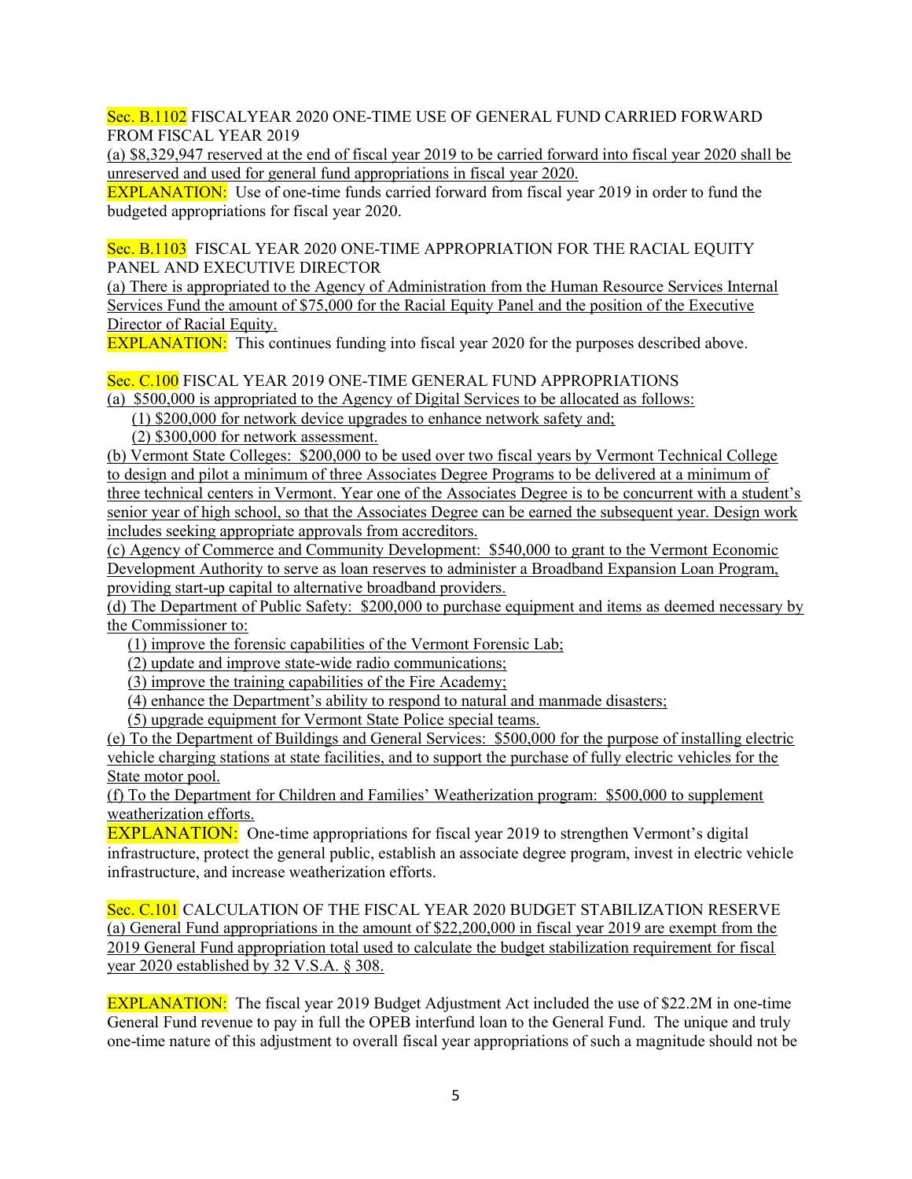Sec. B.1102 FISCALYEAR 2020 ONE-TIME USE OF GENERAL FUND CARRIED FORWARD FROM FISCAL YEAR 2019

(a) $8,329,947 reserved at the end of fiscal year 2019 to be carried forward into fiscal year 2020 shall be unreserved and used for general fund appropriations in fiscal year 2020.

EXPLANATION: Use of one-time funds carried forward from fiscal year 2019 in order to fund the budgeted appropriations for fiscal year 2020.

Sec. B.1103 FISCAL YEAR 2020 ONE-TIME APPROPRIATION FOR THE RACIAL EQUITY PANEL AND EXECUTIVE DIRECTOR

(a) There is appropriated to the Agency of Administration from the Human Resource Services Internal Services Fund the amount of $75,000 for the Racial Equity Panel and the position of the Executive Director of Racial Equity.

EXPLANATION: This continues funding into fiscal year 2020 for the purposes described above.

Sec. C.100 FISCAL YEAR 2019 ONE-TIME GENERAL FUND APPROPRIATIONS

(a) $500,000 is appropriated to the Agency of Digital Services to be allocated as follows:

(1) $200,000 for network device upgrades to enhance network safety and;

(2) $300,000 for network assessment.

(b) Vermont State Colleges: $200,000 to be used over two fiscal years by Vermont Technical College to design and pilot a minimum of three Associates Degree Programs to be delivered at a minimum of three technical centers in Vermont. Year one of the Associates Degree is to be concurrent with a student's senior year of high school, so that the Associates Degree can be earned the subsequent year. Design work includes seeking appropriate approvals from accreditors.

(c) Agency of Commerce and Community Development: $540,000 to grant to the Vermont Economic Development Authority to serve as loan reserves to administer a Broadband Expansion Loan Program, providing start-up capital to alternative broadband providers.

(d) The Department of Public Safety: $200,000 to purchase equipment and items as deemed necessary by the Commissioner to:

(1) improve the forensic capabilities of the Vermont Forensic Lab;

(2) update and improve state-wide radio communications;

(3) improve the training capabilities of the Fire Academy;

(4) enhance the Department's ability to respond to natural and manmade disasters;

(5) upgrade equipment for Vermont State Police special teams.

(e) To the Department of Buildings and General Services: $500,000 for the purpose of installing electric vehicle charging stations at state facilities, and to support the purchase of fully electric vehicles for the State motor pool.

(f) To the Department for Children and Families' Weatherization program: $500,000 to supplement weatherization efforts.

EXPLANATION: One-time appropriations for fiscal year 2019 to strengthen Vermont's digital infrastructure, protect the general public, establish an associate degree program, invest in electric vehicle infrastructure, and increase weatherization efforts.

Sec. C.101 CALCULATION OF THE FISCAL YEAR 2020 BUDGET STABILIZATION RESERVE

(a) General Fund appropriations in the amount of $22,200,000 in fiscal year 2019 are exempt from the 2019 General Fund appropriation total used to calculate the budget stabilization requirement for fiscal year 2020 established by 32 V.S.A. § 308.

EXPLANATION: The fiscal year 2019 Budget Adjustment Act included the use of $22.2M in one-time General Fund revenue to pay in full the OPEB interfund loan to the General Fund. The unique and truly one-time nature of this adjustment to overall fiscal year appropriations of such a magnitude should not be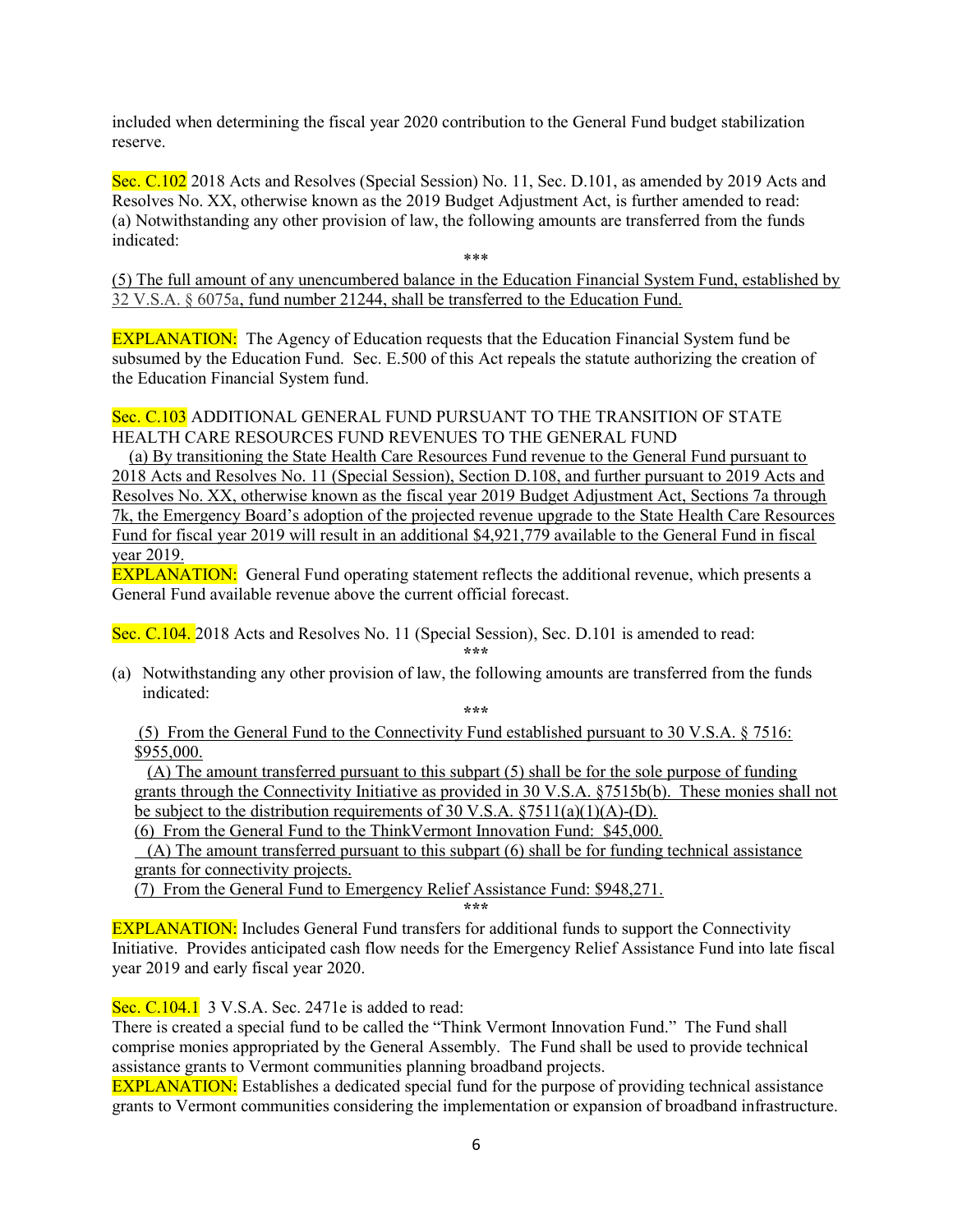included when determining the fiscal year 2020 contribution to the General Fund budget stabilization reserve.

Sec. C.102 2018 Acts and Resolves (Special Session) No. 11, Sec. D.101, as amended by 2019 Acts and Resolves No. XX, otherwise known as the 2019 Budget Adjustment Act, is further amended to read:
(a) Notwithstanding any other provision of law, the following amounts are transferred from the funds indicated:

\*\*\*

(5) The full amount of any unencumbered balance in the Education Financial System Fund, established by 32 V.S.A. § 6075a, fund number 21244, shall be transferred to the Education Fund.

EXPLANATION: The Agency of Education requests that the Education Financial System fund be subsumed by the Education Fund. Sec. E.500 of this Act repeals the statute authorizing the creation of the Education Financial System fund.

Sec. C.103 ADDITIONAL GENERAL FUND PURSUANT TO THE TRANSITION OF STATE HEALTH CARE RESOURCES FUND REVENUES TO THE GENERAL FUND

(a) By transitioning the State Health Care Resources Fund revenue to the General Fund pursuant to 2018 Acts and Resolves No. 11 (Special Session), Section D.108, and further pursuant to 2019 Acts and Resolves No. XX, otherwise known as the fiscal year 2019 Budget Adjustment Act, Sections 7a through 7k, the Emergency Board's adoption of the projected revenue upgrade to the State Health Care Resources Fund for fiscal year 2019 will result in an additional $4,921,779 available to the General Fund in fiscal year 2019.

EXPLANATION: General Fund operating statement reflects the additional revenue, which presents a General Fund available revenue above the current official forecast.

Sec. C.104. 2018 Acts and Resolves No. 11 (Special Session), Sec. D.101 is amended to read:

\*\*\*

(a) Notwithstanding any other provision of law, the following amounts are transferred from the funds indicated:

\*\*\*

(5) From the General Fund to the Connectivity Fund established pursuant to 30 V.S.A. § 7516: $955,000.

(A) The amount transferred pursuant to this subpart (5) shall be for the sole purpose of funding grants through the Connectivity Initiative as provided in 30 V.S.A. §7515b(b). These monies shall not be subject to the distribution requirements of 30 V.S.A. §7511(a)(1)(A)-(D).

(6) From the General Fund to the ThinkVermont Innovation Fund: $45,000.

(A) The amount transferred pursuant to this subpart (6) shall be for funding technical assistance grants for connectivity projects.

(7) From the General Fund to Emergency Relief Assistance Fund: $948,271.

\*\*\*

EXPLANATION: Includes General Fund transfers for additional funds to support the Connectivity Initiative. Provides anticipated cash flow needs for the Emergency Relief Assistance Fund into late fiscal year 2019 and early fiscal year 2020.

Sec. C.104.1 3 V.S.A. Sec. 2471e is added to read:
There is created a special fund to be called the "Think Vermont Innovation Fund." The Fund shall comprise monies appropriated by the General Assembly. The Fund shall be used to provide technical assistance grants to Vermont communities planning broadband projects.

EXPLANATION: Establishes a dedicated special fund for the purpose of providing technical assistance grants to Vermont communities considering the implementation or expansion of broadband infrastructure.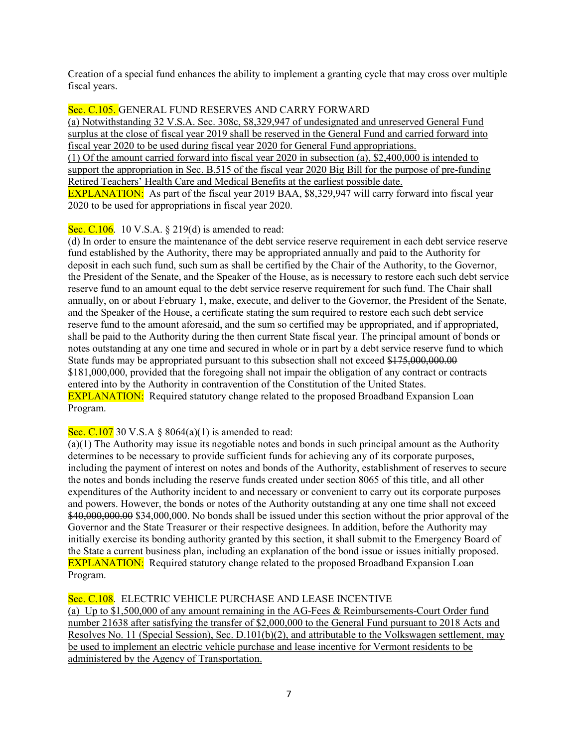Creation of a special fund enhances the ability to implement a granting cycle that may cross over multiple fiscal years.

Sec. C.105. GENERAL FUND RESERVES AND CARRY FORWARD

<u>(a) Notwithstanding 32 V.S.A. Sec. 308c, $8,329,947 of undesignated and unreserved General Fund surplus at the close of fiscal year 2019 shall be reserved in the General Fund and carried forward into fiscal year 2020 to be used during fiscal year 2020 for General Fund appropriations.</u>

<u>(1) Of the amount carried forward into fiscal year 2020 in subsection (a), $2,400,000 is intended to support the appropriation in Sec. B.515 of the fiscal year 2020 Big Bill for the purpose of pre-funding Retired Teachers' Health Care and Medical Benefits at the earliest possible date.</u>

EXPLANATION: As part of the fiscal year 2019 BAA, $8,329,947 will carry forward into fiscal year 2020 to be used for appropriations in fiscal year 2020.

Sec. C.106. 10 V.S.A. § 219(d) is amended to read:

(d) In order to ensure the maintenance of the debt service reserve requirement in each debt service reserve fund established by the Authority, there may be appropriated annually and paid to the Authority for deposit in each such fund, such sum as shall be certified by the Chair of the Authority, to the Governor, the President of the Senate, and the Speaker of the House, as is necessary to restore each such debt service reserve fund to an amount equal to the debt service reserve requirement for such fund. The Chair shall annually, on or about February 1, make, execute, and deliver to the Governor, the President of the Senate, and the Speaker of the House, a certificate stating the sum required to restore each such debt service reserve fund to the amount aforesaid, and the sum so certified may be appropriated, and if appropriated, shall be paid to the Authority during the then current State fiscal year. The principal amount of bonds or notes outstanding at any one time and secured in whole or in part by a debt service reserve fund to which State funds may be appropriated pursuant to this subsection shall not exceed ~~$175,000,000.00~~ $181,000,000, provided that the foregoing shall not impair the obligation of any contract or contracts entered into by the Authority in contravention of the Constitution of the United States.

EXPLANATION: Required statutory change related to the proposed Broadband Expansion Loan Program.

Sec. C.107 30 V.S.A § 8064(a)(1) is amended to read:

(a)(1) The Authority may issue its negotiable notes and bonds in such principal amount as the Authority determines to be necessary to provide sufficient funds for achieving any of its corporate purposes, including the payment of interest on notes and bonds of the Authority, establishment of reserves to secure the notes and bonds including the reserve funds created under section 8065 of this title, and all other expenditures of the Authority incident to and necessary or convenient to carry out its corporate purposes and powers. However, the bonds or notes of the Authority outstanding at any one time shall not exceed ~~$40,000,000.00~~ $34,000,000. No bonds shall be issued under this section without the prior approval of the Governor and the State Treasurer or their respective designees. In addition, before the Authority may initially exercise its bonding authority granted by this section, it shall submit to the Emergency Board of the State a current business plan, including an explanation of the bond issue or issues initially proposed.

EXPLANATION: Required statutory change related to the proposed Broadband Expansion Loan Program.

Sec. C.108. ELECTRIC VEHICLE PURCHASE AND LEASE INCENTIVE

<u>(a) Up to $1,500,000 of any amount remaining in the AG-Fees & Reimbursements-Court Order fund number 21638 after satisfying the transfer of $2,000,000 to the General Fund pursuant to 2018 Acts and Resolves No. 11 (Special Session), Sec. D.101(b)(2), and attributable to the Volkswagen settlement, may be used to implement an electric vehicle purchase and lease incentive for Vermont residents to be administered by the Agency of Transportation.</u>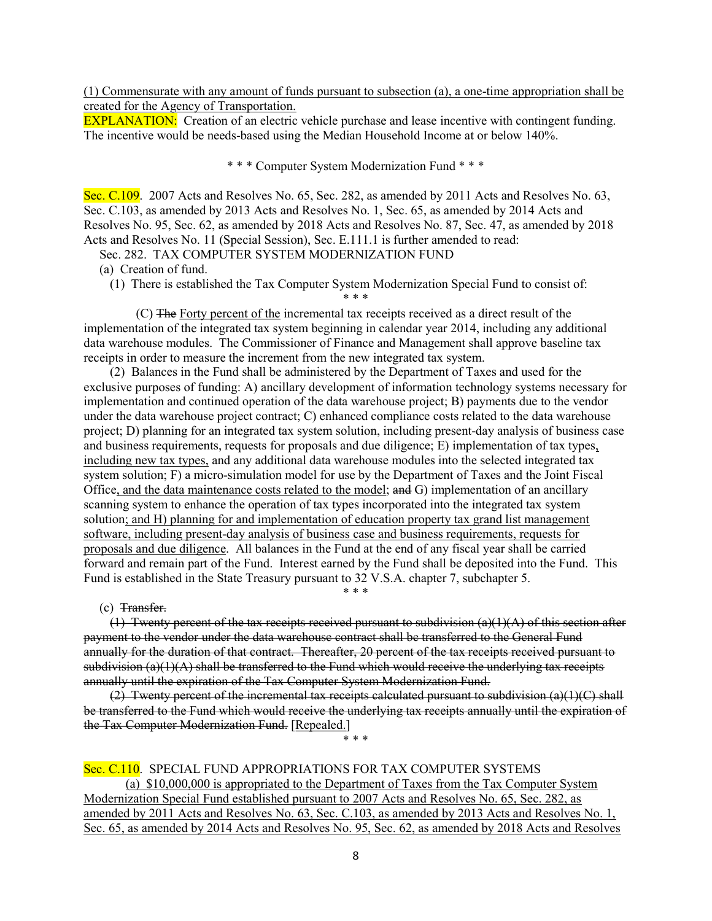(1) Commensurate with any amount of funds pursuant to subsection (a), a one-time appropriation shall be created for the Agency of Transportation.

EXPLANATION: Creation of an electric vehicle purchase and lease incentive with contingent funding. The incentive would be needs-based using the Median Household Income at or below 140%.

\* \* \* Computer System Modernization Fund \* \* \*

Sec. C.109. 2007 Acts and Resolves No. 65, Sec. 282, as amended by 2011 Acts and Resolves No. 63, Sec. C.103, as amended by 2013 Acts and Resolves No. 1, Sec. 65, as amended by 2014 Acts and Resolves No. 95, Sec. 62, as amended by 2018 Acts and Resolves No. 87, Sec. 47, as amended by 2018 Acts and Resolves No. 11 (Special Session), Sec. E.111.1 is further amended to read:

Sec. 282. TAX COMPUTER SYSTEM MODERNIZATION FUND

(a) Creation of fund.

(1) There is established the Tax Computer System Modernization Special Fund to consist of:

\* \* \*

(C) ~~The~~ Forty percent of the incremental tax receipts received as a direct result of the implementation of the integrated tax system beginning in calendar year 2014, including any additional data warehouse modules. The Commissioner of Finance and Management shall approve baseline tax receipts in order to measure the increment from the new integrated tax system.

(2) Balances in the Fund shall be administered by the Department of Taxes and used for the exclusive purposes of funding: A) ancillary development of information technology systems necessary for implementation and continued operation of the data warehouse project; B) payments due to the vendor under the data warehouse project contract; C) enhanced compliance costs related to the data warehouse project; D) planning for an integrated tax system solution, including present-day analysis of business case and business requirements, requests for proposals and due diligence; E) implementation of tax types, including new tax types, and any additional data warehouse modules into the selected integrated tax system solution; F) a micro-simulation model for use by the Department of Taxes and the Joint Fiscal Office, and the data maintenance costs related to the model; ~~and~~ G) implementation of an ancillary scanning system to enhance the operation of tax types incorporated into the integrated tax system solution; and H) planning for and implementation of education property tax grand list management software, including present-day analysis of business case and business requirements, requests for proposals and due diligence. All balances in the Fund at the end of any fiscal year shall be carried forward and remain part of the Fund. Interest earned by the Fund shall be deposited into the Fund. This Fund is established in the State Treasury pursuant to 32 V.S.A. chapter 7, subchapter 5.

\* \* \*

(c) ~~Transfer.~~

~~(1) Twenty percent of the tax receipts received pursuant to subdivision (a)(1)(A) of this section after payment to the vendor under the data warehouse contract shall be transferred to the General Fund annually for the duration of that contract. Thereafter, 20 percent of the tax receipts received pursuant to subdivision (a)(1)(A) shall be transferred to the Fund which would receive the underlying tax receipts annually until the expiration of the Tax Computer System Modernization Fund.~~

~~(2) Twenty percent of the incremental tax receipts calculated pursuant to subdivision (a)(1)(C) shall be transferred to the Fund which would receive the underlying tax receipts annually until the expiration of the Tax Computer Modernization Fund.~~ [Repealed.]

\* \* \*

Sec. C.110. SPECIAL FUND APPROPRIATIONS FOR TAX COMPUTER SYSTEMS

(a) $10,000,000 is appropriated to the Department of Taxes from the Tax Computer System Modernization Special Fund established pursuant to 2007 Acts and Resolves No. 65, Sec. 282, as amended by 2011 Acts and Resolves No. 63, Sec. C.103, as amended by 2013 Acts and Resolves No. 1, Sec. 65, as amended by 2014 Acts and Resolves No. 95, Sec. 62, as amended by 2018 Acts and Resolves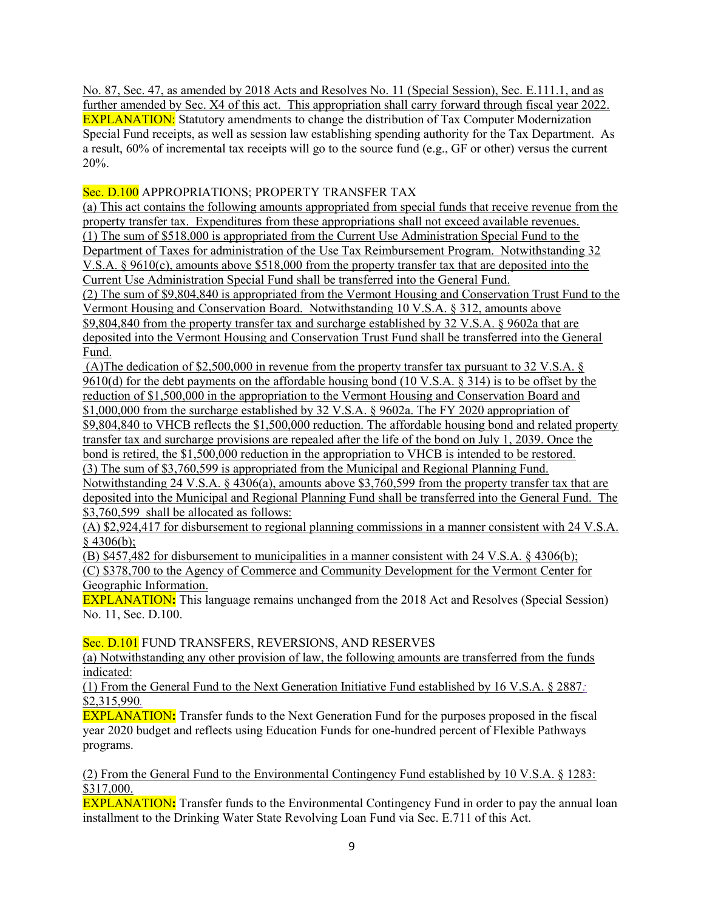No. 87, Sec. 47, as amended by 2018 Acts and Resolves No. 11 (Special Session), Sec. E.111.1, and as further amended by Sec. X4 of this act. This appropriation shall carry forward through fiscal year 2022.

**EXPLANATION:** Statutory amendments to change the distribution of Tax Computer Modernization Special Fund receipts, as well as session law establishing spending authority for the Tax Department. As a result, 60% of incremental tax receipts will go to the source fund (e.g., GF or other) versus the current 20%.

**Sec. D.100** APPROPRIATIONS; PROPERTY TRANSFER TAX

(a) This act contains the following amounts appropriated from special funds that receive revenue from the property transfer tax. Expenditures from these appropriations shall not exceed available revenues.

(1) The sum of $518,000 is appropriated from the Current Use Administration Special Fund to the Department of Taxes for administration of the Use Tax Reimbursement Program. Notwithstanding 32 V.S.A. § 9610(c), amounts above $518,000 from the property transfer tax that are deposited into the Current Use Administration Special Fund shall be transferred into the General Fund.

(2) The sum of $9,804,840 is appropriated from the Vermont Housing and Conservation Trust Fund to the Vermont Housing and Conservation Board. Notwithstanding 10 V.S.A. § 312, amounts above $9,804,840 from the property transfer tax and surcharge established by 32 V.S.A. § 9602a that are deposited into the Vermont Housing and Conservation Trust Fund shall be transferred into the General Fund.

(A)The dedication of $2,500,000 in revenue from the property transfer tax pursuant to 32 V.S.A. § 9610(d) for the debt payments on the affordable housing bond (10 V.S.A. § 314) is to be offset by the reduction of $1,500,000 in the appropriation to the Vermont Housing and Conservation Board and $1,000,000 from the surcharge established by 32 V.S.A. § 9602a. The FY 2020 appropriation of $9,804,840 to VHCB reflects the $1,500,000 reduction. The affordable housing bond and related property transfer tax and surcharge provisions are repealed after the life of the bond on July 1, 2039. Once the bond is retired, the $1,500,000 reduction in the appropriation to VHCB is intended to be restored.

(3) The sum of $3,760,599 is appropriated from the Municipal and Regional Planning Fund. Notwithstanding 24 V.S.A. § 4306(a), amounts above $3,760,599 from the property transfer tax that are deposited into the Municipal and Regional Planning Fund shall be transferred into the General Fund. The $3,760,599 shall be allocated as follows:

(A) $2,924,417 for disbursement to regional planning commissions in a manner consistent with 24 V.S.A. § 4306(b);

(B) $457,482 for disbursement to municipalities in a manner consistent with 24 V.S.A. § 4306(b);

(C) $378,700 to the Agency of Commerce and Community Development for the Vermont Center for Geographic Information.

**EXPLANATION:** This language remains unchanged from the 2018 Act and Resolves (Special Session) No. 11, Sec. D.100.

**Sec. D.101** FUND TRANSFERS, REVERSIONS, AND RESERVES

(a) Notwithstanding any other provision of law, the following amounts are transferred from the funds indicated:

(1) From the General Fund to the Next Generation Initiative Fund established by 16 V.S.A. § 2887: $2,315,990.

**EXPLANATION:** Transfer funds to the Next Generation Fund for the purposes proposed in the fiscal year 2020 budget and reflects using Education Funds for one-hundred percent of Flexible Pathways programs.

(2) From the General Fund to the Environmental Contingency Fund established by 10 V.S.A. § 1283: $317,000.

**EXPLANATION:** Transfer funds to the Environmental Contingency Fund in order to pay the annual loan installment to the Drinking Water State Revolving Loan Fund via Sec. E.711 of this Act.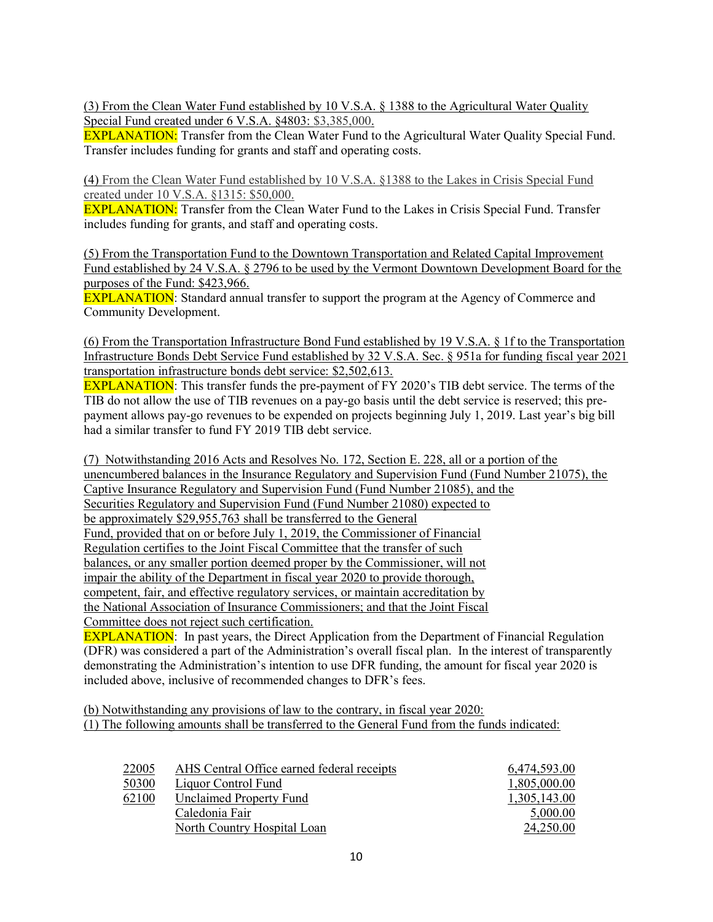(3) From the Clean Water Fund established by 10 V.S.A. § 1388 to the Agricultural Water Quality Special Fund created under 6 V.S.A. §4803: $3,385,000.

EXPLANATION: Transfer from the Clean Water Fund to the Agricultural Water Quality Special Fund. Transfer includes funding for grants and staff and operating costs.

(4) From the Clean Water Fund established by 10 V.S.A. §1388 to the Lakes in Crisis Special Fund created under 10 V.S.A. §1315: $50,000.

EXPLANATION: Transfer from the Clean Water Fund to the Lakes in Crisis Special Fund. Transfer includes funding for grants, and staff and operating costs.

(5) From the Transportation Fund to the Downtown Transportation and Related Capital Improvement Fund established by 24 V.S.A. § 2796 to be used by the Vermont Downtown Development Board for the purposes of the Fund: $423,966.

EXPLANATION: Standard annual transfer to support the program at the Agency of Commerce and Community Development.

(6) From the Transportation Infrastructure Bond Fund established by 19 V.S.A. § 1f to the Transportation Infrastructure Bonds Debt Service Fund established by 32 V.S.A. Sec. § 951a for funding fiscal year 2021 transportation infrastructure bonds debt service: $2,502,613.

EXPLANATION: This transfer funds the pre-payment of FY 2020's TIB debt service. The terms of the TIB do not allow the use of TIB revenues on a pay-go basis until the debt service is reserved; this pre-payment allows pay-go revenues to be expended on projects beginning July 1, 2019. Last year's big bill had a similar transfer to fund FY 2019 TIB debt service.

(7) Notwithstanding 2016 Acts and Resolves No. 172, Section E. 228, all or a portion of the unencumbered balances in the Insurance Regulatory and Supervision Fund (Fund Number 21075), the Captive Insurance Regulatory and Supervision Fund (Fund Number 21085), and the Securities Regulatory and Supervision Fund (Fund Number 21080) expected to be approximately $29,955,763 shall be transferred to the General Fund, provided that on or before July 1, 2019, the Commissioner of Financial Regulation certifies to the Joint Fiscal Committee that the transfer of such balances, or any smaller portion deemed proper by the Commissioner, will not impair the ability of the Department in fiscal year 2020 to provide thorough, competent, fair, and effective regulatory services, or maintain accreditation by the National Association of Insurance Commissioners; and that the Joint Fiscal Committee does not reject such certification.

EXPLANATION: In past years, the Direct Application from the Department of Financial Regulation (DFR) was considered a part of the Administration's overall fiscal plan. In the interest of transparently demonstrating the Administration's intention to use DFR funding, the amount for fiscal year 2020 is included above, inclusive of recommended changes to DFR's fees.

(b) Notwithstanding any provisions of law to the contrary, in fiscal year 2020:

(1) The following amounts shall be transferred to the General Fund from the funds indicated:

| | | |
|---|---|---|
| 22005 | AHS Central Office earned federal receipts | 6,474,593.00 |
| 50300 | Liquor Control Fund | 1,805,000.00 |
| 62100 | Unclaimed Property Fund | 1,305,143.00 |
| | Caledonia Fair | 5,000.00 |
| | North Country Hospital Loan | 24,250.00 |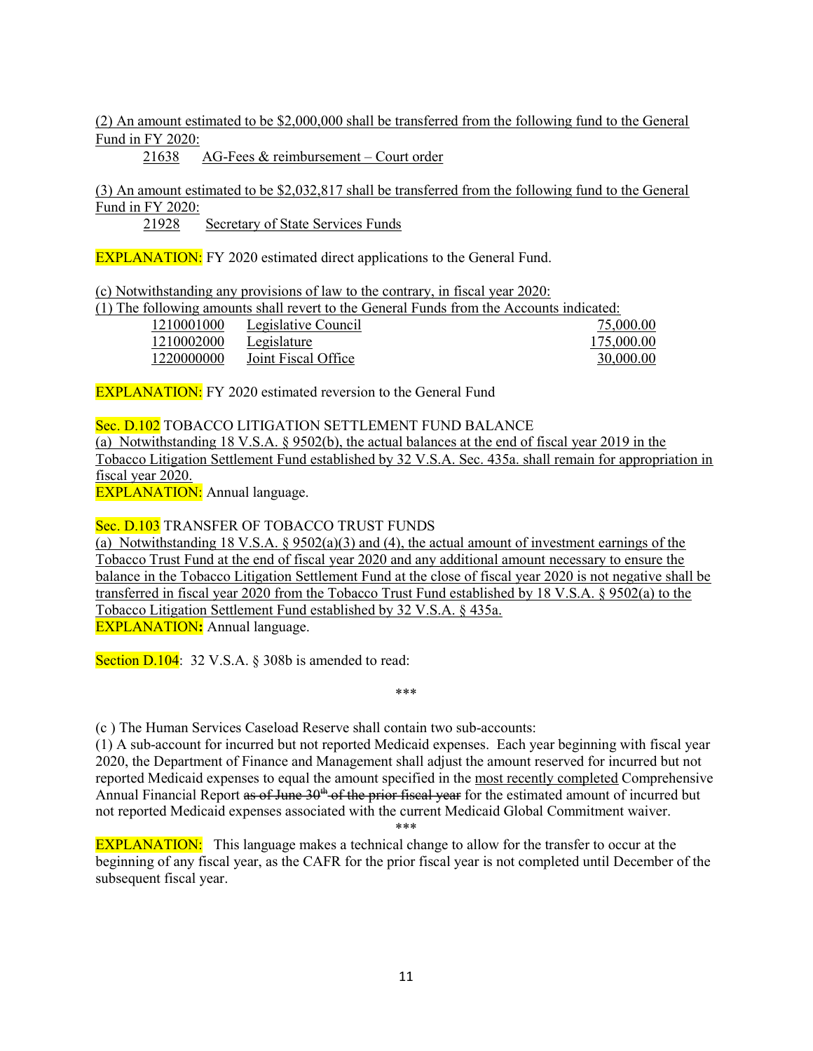(2) An amount estimated to be $2,000,000 shall be transferred from the following fund to the General Fund in FY 2020:

21638 AG-Fees & reimbursement – Court order

(3) An amount estimated to be $2,032,817 shall be transferred from the following fund to the General Fund in FY 2020:

21928 Secretary of State Services Funds

EXPLANATION: FY 2020 estimated direct applications to the General Fund.

(c) Notwithstanding any provisions of law to the contrary, in fiscal year 2020:

(1) The following amounts shall revert to the General Funds from the Accounts indicated:

| | | |
|---|---|---|
| 1210001000 | Legislative Council | 75,000.00 |
| 1210002000 | Legislature | 175,000.00 |
| 1220000000 | Joint Fiscal Office | 30,000.00 |

EXPLANATION: FY 2020 estimated reversion to the General Fund

Sec. D.102 TOBACCO LITIGATION SETTLEMENT FUND BALANCE

(a) Notwithstanding 18 V.S.A. § 9502(b), the actual balances at the end of fiscal year 2019 in the Tobacco Litigation Settlement Fund established by 32 V.S.A. Sec. 435a. shall remain for appropriation in fiscal year 2020.

EXPLANATION: Annual language.

Sec. D.103 TRANSFER OF TOBACCO TRUST FUNDS

(a) Notwithstanding 18 V.S.A. § 9502(a)(3) and (4), the actual amount of investment earnings of the Tobacco Trust Fund at the end of fiscal year 2020 and any additional amount necessary to ensure the balance in the Tobacco Litigation Settlement Fund at the close of fiscal year 2020 is not negative shall be transferred in fiscal year 2020 from the Tobacco Trust Fund established by 18 V.S.A. § 9502(a) to the Tobacco Litigation Settlement Fund established by 32 V.S.A. § 435a.

**EXPLANATION:** Annual language.

Section D.104: 32 V.S.A. § 308b is amended to read:

\*\*\*

(c ) The Human Services Caseload Reserve shall contain two sub-accounts:

(1) A sub-account for incurred but not reported Medicaid expenses. Each year beginning with fiscal year 2020, the Department of Finance and Management shall adjust the amount reserved for incurred but not reported Medicaid expenses to equal the amount specified in the most recently completed Comprehensive Annual Financial Report ~~as of June 30th of the prior fiscal year~~ for the estimated amount of incurred but not reported Medicaid expenses associated with the current Medicaid Global Commitment waiver.

\*\*\*

EXPLANATION: This language makes a technical change to allow for the transfer to occur at the beginning of any fiscal year, as the CAFR for the prior fiscal year is not completed until December of the subsequent fiscal year.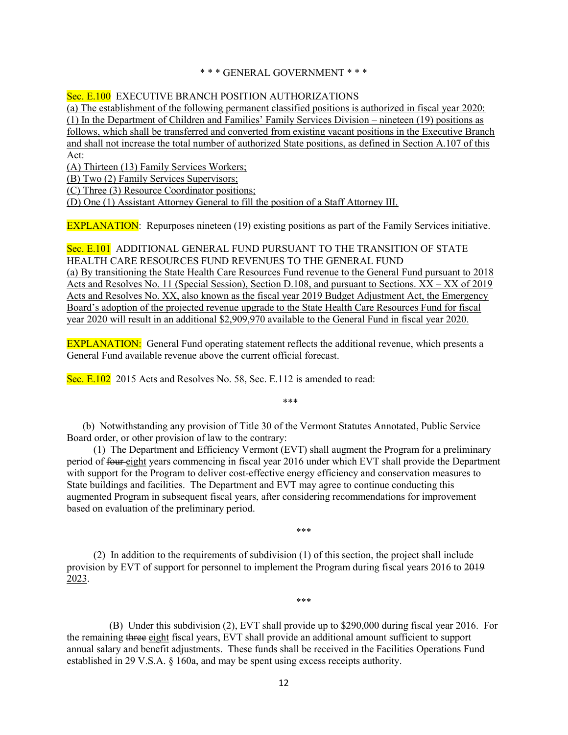\* \* \* GENERAL GOVERNMENT \* \* \*

Sec. E.100 EXECUTIVE BRANCH POSITION AUTHORIZATIONS

(a) The establishment of the following permanent classified positions is authorized in fiscal year 2020:

(1) In the Department of Children and Families' Family Services Division – nineteen (19) positions as follows, which shall be transferred and converted from existing vacant positions in the Executive Branch and shall not increase the total number of authorized State positions, as defined in Section A.107 of this Act:

(A) Thirteen (13) Family Services Workers;

(B) Two (2) Family Services Supervisors;

(C) Three (3) Resource Coordinator positions;

(D) One (1) Assistant Attorney General to fill the position of a Staff Attorney III.

EXPLANATION: Repurposes nineteen (19) existing positions as part of the Family Services initiative.

Sec. E.101 ADDITIONAL GENERAL FUND PURSUANT TO THE TRANSITION OF STATE HEALTH CARE RESOURCES FUND REVENUES TO THE GENERAL FUND

(a) By transitioning the State Health Care Resources Fund revenue to the General Fund pursuant to 2018 Acts and Resolves No. 11 (Special Session), Section D.108, and pursuant to Sections. XX – XX of 2019 Acts and Resolves No. XX, also known as the fiscal year 2019 Budget Adjustment Act, the Emergency Board's adoption of the projected revenue upgrade to the State Health Care Resources Fund for fiscal year 2020 will result in an additional $2,909,970 available to the General Fund in fiscal year 2020.

EXPLANATION: General Fund operating statement reflects the additional revenue, which presents a General Fund available revenue above the current official forecast.

Sec. E.102 2015 Acts and Resolves No. 58, Sec. E.112 is amended to read:

\*\*\*

(b) Notwithstanding any provision of Title 30 of the Vermont Statutes Annotated, Public Service Board order, or other provision of law to the contrary:

(1) The Department and Efficiency Vermont (EVT) shall augment the Program for a preliminary period of ~~four~~ eight years commencing in fiscal year 2016 under which EVT shall provide the Department with support for the Program to deliver cost-effective energy efficiency and conservation measures to State buildings and facilities. The Department and EVT may agree to continue conducting this augmented Program in subsequent fiscal years, after considering recommendations for improvement based on evaluation of the preliminary period.

\*\*\*

(2) In addition to the requirements of subdivision (1) of this section, the project shall include provision by EVT of support for personnel to implement the Program during fiscal years 2016 to ~~2019~~ 2023.

\*\*\*

(B) Under this subdivision (2), EVT shall provide up to $290,000 during fiscal year 2016. For the remaining ~~three~~ eight fiscal years, EVT shall provide an additional amount sufficient to support annual salary and benefit adjustments. These funds shall be received in the Facilities Operations Fund established in 29 V.S.A. § 160a, and may be spent using excess receipts authority.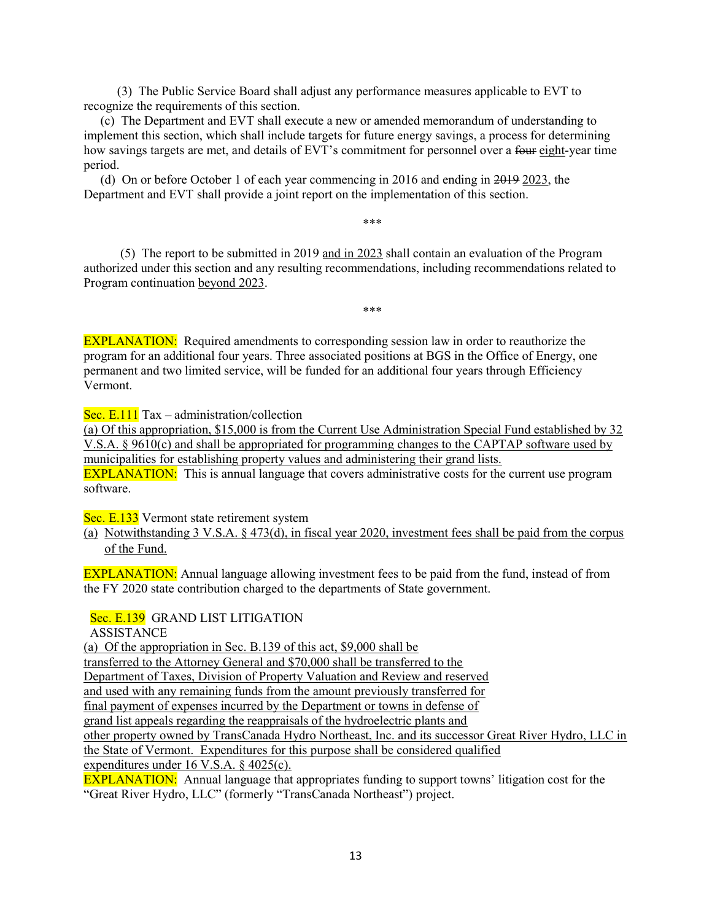(3) The Public Service Board shall adjust any performance measures applicable to EVT to recognize the requirements of this section.

(c) The Department and EVT shall execute a new or amended memorandum of understanding to implement this section, which shall include targets for future energy savings, a process for determining how savings targets are met, and details of EVT's commitment for personnel over a ~~four~~ eight-year time period.

(d) On or before October 1 of each year commencing in 2016 and ending in ~~2019~~ 2023, the Department and EVT shall provide a joint report on the implementation of this section.

\*\*\*

(5) The report to be submitted in 2019 and in 2023 shall contain an evaluation of the Program authorized under this section and any resulting recommendations, including recommendations related to Program continuation beyond 2023.

\*\*\*

EXPLANATION: Required amendments to corresponding session law in order to reauthorize the program for an additional four years. Three associated positions at BGS in the Office of Energy, one permanent and two limited service, will be funded for an additional four years through Efficiency Vermont.

Sec. E.111 Tax – administration/collection

(a) Of this appropriation, $15,000 is from the Current Use Administration Special Fund established by 32 V.S.A. § 9610(c) and shall be appropriated for programming changes to the CAPTAP software used by municipalities for establishing property values and administering their grand lists.

EXPLANATION: This is annual language that covers administrative costs for the current use program software.

Sec. E.133 Vermont state retirement system

(a) Notwithstanding 3 V.S.A. § 473(d), in fiscal year 2020, investment fees shall be paid from the corpus of the Fund.

EXPLANATION: Annual language allowing investment fees to be paid from the fund, instead of from the FY 2020 state contribution charged to the departments of State government.

Sec. E.139 GRAND LIST LITIGATION ASSISTANCE

(a) Of the appropriation in Sec. B.139 of this act, $9,000 shall be transferred to the Attorney General and $70,000 shall be transferred to the Department of Taxes, Division of Property Valuation and Review and reserved and used with any remaining funds from the amount previously transferred for final payment of expenses incurred by the Department or towns in defense of grand list appeals regarding the reappraisals of the hydroelectric plants and other property owned by TransCanada Hydro Northeast, Inc. and its successor Great River Hydro, LLC in the State of Vermont. Expenditures for this purpose shall be considered qualified expenditures under 16 V.S.A. § 4025(c).

EXPLANATION: Annual language that appropriates funding to support towns' litigation cost for the "Great River Hydro, LLC" (formerly "TransCanada Northeast") project.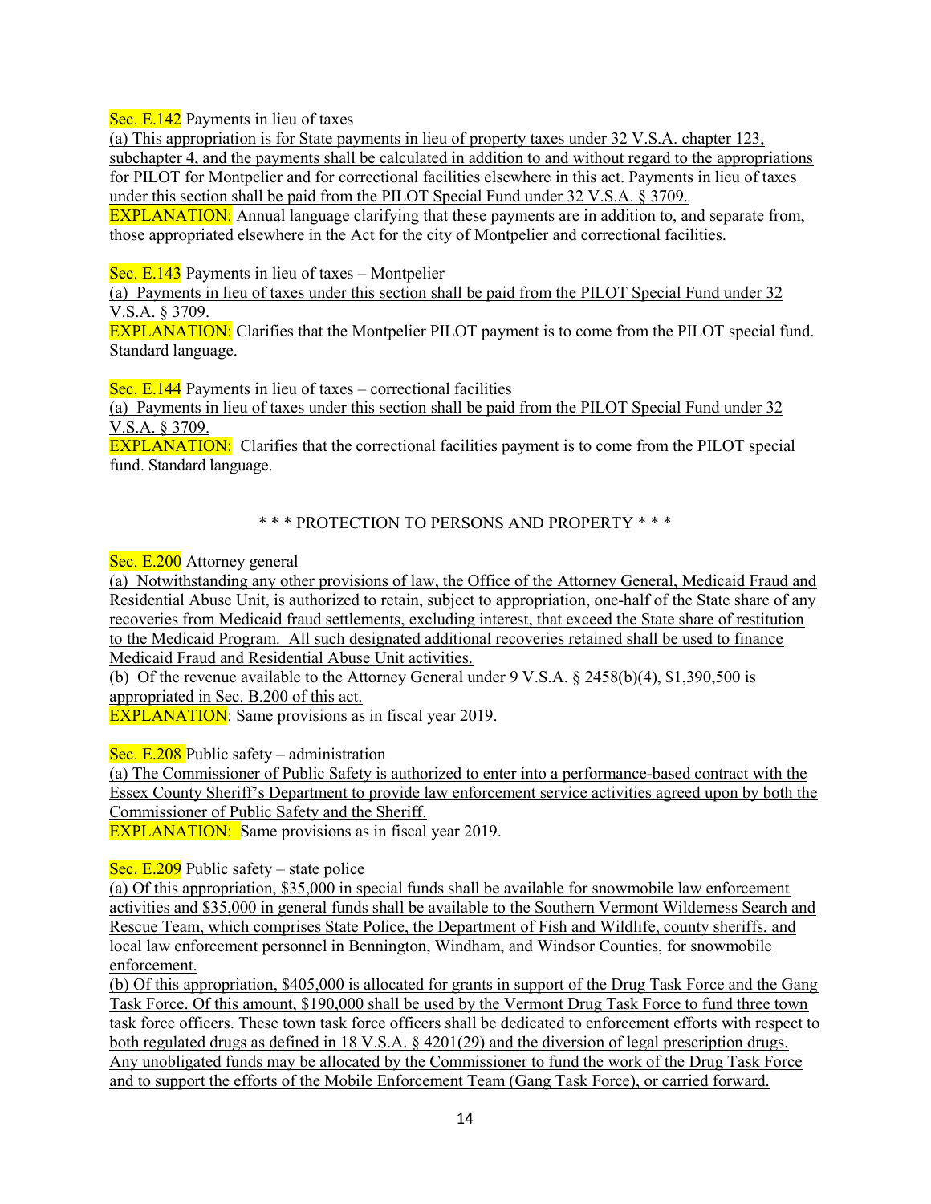Sec. E.142 Payments in lieu of taxes

(a) This appropriation is for State payments in lieu of property taxes under 32 V.S.A. chapter 123, subchapter 4, and the payments shall be calculated in addition to and without regard to the appropriations for PILOT for Montpelier and for correctional facilities elsewhere in this act. Payments in lieu of taxes under this section shall be paid from the PILOT Special Fund under 32 V.S.A. § 3709.

EXPLANATION: Annual language clarifying that these payments are in addition to, and separate from, those appropriated elsewhere in the Act for the city of Montpelier and correctional facilities.

Sec. E.143 Payments in lieu of taxes – Montpelier

(a) Payments in lieu of taxes under this section shall be paid from the PILOT Special Fund under 32 V.S.A. § 3709.

EXPLANATION: Clarifies that the Montpelier PILOT payment is to come from the PILOT special fund. Standard language.

Sec. E.144 Payments in lieu of taxes – correctional facilities

(a) Payments in lieu of taxes under this section shall be paid from the PILOT Special Fund under 32 V.S.A. § 3709.

EXPLANATION: Clarifies that the correctional facilities payment is to come from the PILOT special fund. Standard language.

## * * * PROTECTION TO PERSONS AND PROPERTY * * *

Sec. E.200 Attorney general

(a) Notwithstanding any other provisions of law, the Office of the Attorney General, Medicaid Fraud and Residential Abuse Unit, is authorized to retain, subject to appropriation, one-half of the State share of any recoveries from Medicaid fraud settlements, excluding interest, that exceed the State share of restitution to the Medicaid Program. All such designated additional recoveries retained shall be used to finance Medicaid Fraud and Residential Abuse Unit activities.

(b) Of the revenue available to the Attorney General under 9 V.S.A. § 2458(b)(4), $1,390,500 is appropriated in Sec. B.200 of this act.

EXPLANATION: Same provisions as in fiscal year 2019.

Sec. E.208 Public safety – administration

(a) The Commissioner of Public Safety is authorized to enter into a performance-based contract with the Essex County Sheriff's Department to provide law enforcement service activities agreed upon by both the Commissioner of Public Safety and the Sheriff.

EXPLANATION: Same provisions as in fiscal year 2019.

Sec. E.209 Public safety – state police

(a) Of this appropriation, $35,000 in special funds shall be available for snowmobile law enforcement activities and $35,000 in general funds shall be available to the Southern Vermont Wilderness Search and Rescue Team, which comprises State Police, the Department of Fish and Wildlife, county sheriffs, and local law enforcement personnel in Bennington, Windham, and Windsor Counties, for snowmobile enforcement.

(b) Of this appropriation, $405,000 is allocated for grants in support of the Drug Task Force and the Gang Task Force. Of this amount, $190,000 shall be used by the Vermont Drug Task Force to fund three town task force officers. These town task force officers shall be dedicated to enforcement efforts with respect to both regulated drugs as defined in 18 V.S.A. § 4201(29) and the diversion of legal prescription drugs. Any unobligated funds may be allocated by the Commissioner to fund the work of the Drug Task Force and to support the efforts of the Mobile Enforcement Team (Gang Task Force), or carried forward.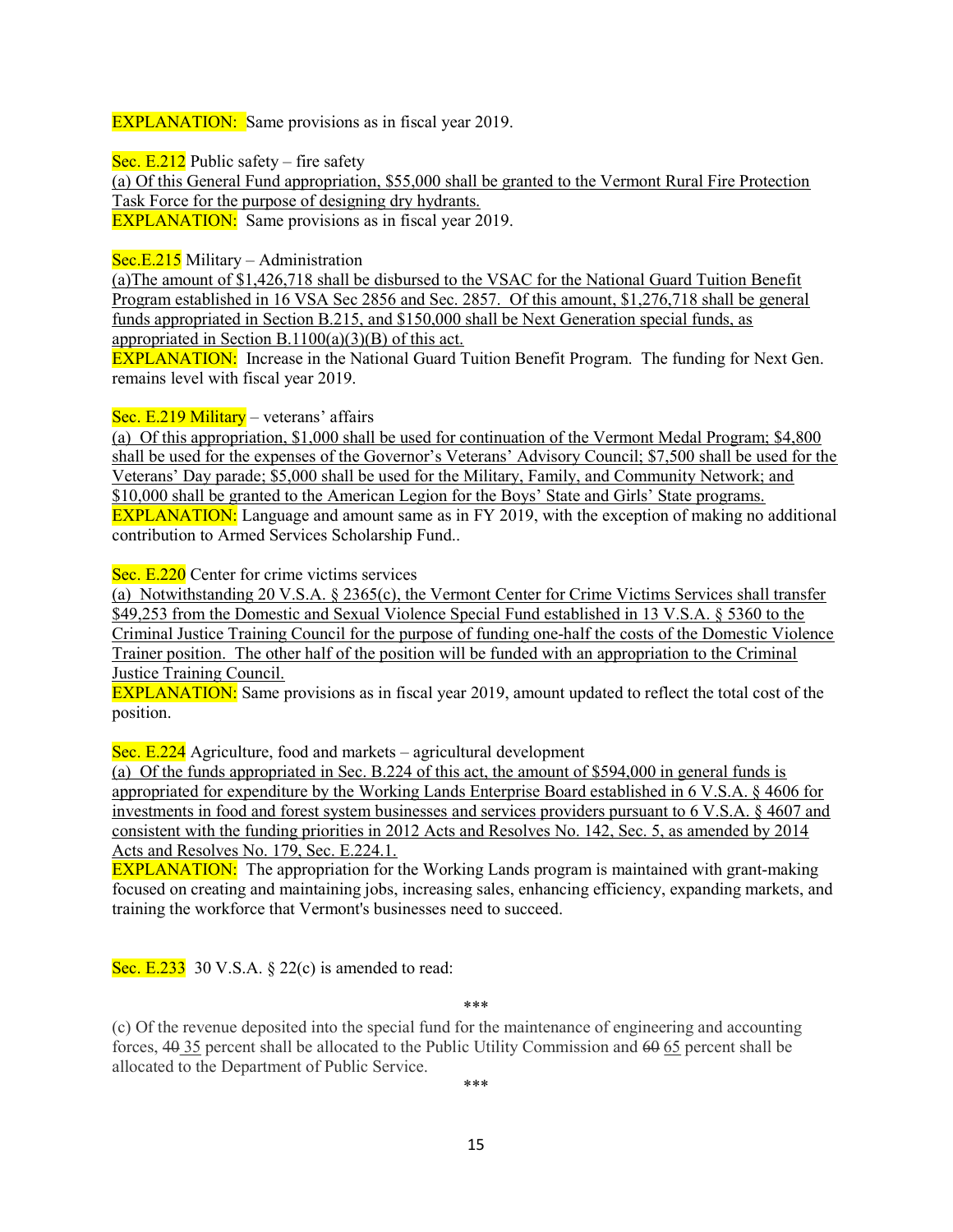EXPLANATION: Same provisions as in fiscal year 2019.

Sec. E.212 Public safety – fire safety

(a) Of this General Fund appropriation, $55,000 shall be granted to the Vermont Rural Fire Protection Task Force for the purpose of designing dry hydrants.

EXPLANATION: Same provisions as in fiscal year 2019.

Sec.E.215 Military – Administration

(a)The amount of $1,426,718 shall be disbursed to the VSAC for the National Guard Tuition Benefit Program established in 16 VSA Sec 2856 and Sec. 2857. Of this amount, $1,276,718 shall be general funds appropriated in Section B.215, and $150,000 shall be Next Generation special funds, as appropriated in Section B.1100(a)(3)(B) of this act.

EXPLANATION: Increase in the National Guard Tuition Benefit Program. The funding for Next Gen. remains level with fiscal year 2019.

Sec. E.219 Military – veterans' affairs

(a) Of this appropriation, $1,000 shall be used for continuation of the Vermont Medal Program; $4,800 shall be used for the expenses of the Governor's Veterans' Advisory Council; $7,500 shall be used for the Veterans' Day parade; $5,000 shall be used for the Military, Family, and Community Network; and $10,000 shall be granted to the American Legion for the Boys' State and Girls' State programs.

EXPLANATION: Language and amount same as in FY 2019, with the exception of making no additional contribution to Armed Services Scholarship Fund..

Sec. E.220 Center for crime victims services

(a) Notwithstanding 20 V.S.A. § 2365(c), the Vermont Center for Crime Victims Services shall transfer $49,253 from the Domestic and Sexual Violence Special Fund established in 13 V.S.A. § 5360 to the Criminal Justice Training Council for the purpose of funding one-half the costs of the Domestic Violence Trainer position. The other half of the position will be funded with an appropriation to the Criminal Justice Training Council.

EXPLANATION: Same provisions as in fiscal year 2019, amount updated to reflect the total cost of the position.

Sec. E.224 Agriculture, food and markets – agricultural development

(a) Of the funds appropriated in Sec. B.224 of this act, the amount of $594,000 in general funds is appropriated for expenditure by the Working Lands Enterprise Board established in 6 V.S.A. § 4606 for investments in food and forest system businesses and services providers pursuant to 6 V.S.A. § 4607 and consistent with the funding priorities in 2012 Acts and Resolves No. 142, Sec. 5, as amended by 2014 Acts and Resolves No. 179, Sec. E.224.1.

EXPLANATION: The appropriation for the Working Lands program is maintained with grant-making focused on creating and maintaining jobs, increasing sales, enhancing efficiency, expanding markets, and training the workforce that Vermont's businesses need to succeed.

Sec. E.233 30 V.S.A. § 22(c) is amended to read:

\*\*\*

(c) Of the revenue deposited into the special fund for the maintenance of engineering and accounting forces, ~~40~~ 35 percent shall be allocated to the Public Utility Commission and ~~60~~ 65 percent shall be allocated to the Department of Public Service.

\*\*\*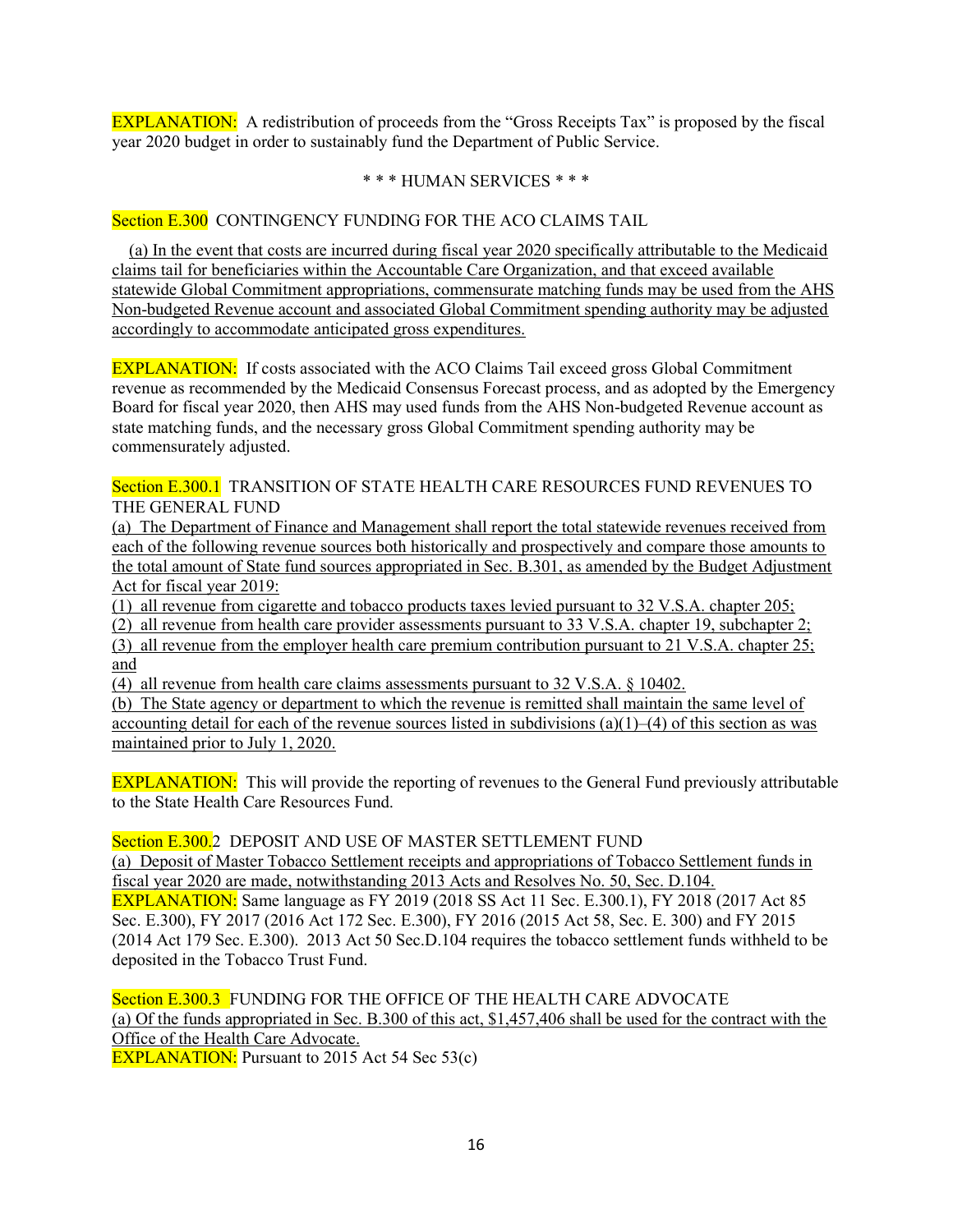EXPLANATION: A redistribution of proceeds from the "Gross Receipts Tax" is proposed by the fiscal year 2020 budget in order to sustainably fund the Department of Public Service.

\* \* \* HUMAN SERVICES \* \* \*

Section E.300 CONTINGENCY FUNDING FOR THE ACO CLAIMS TAIL

(a) In the event that costs are incurred during fiscal year 2020 specifically attributable to the Medicaid claims tail for beneficiaries within the Accountable Care Organization, and that exceed available statewide Global Commitment appropriations, commensurate matching funds may be used from the AHS Non-budgeted Revenue account and associated Global Commitment spending authority may be adjusted accordingly to accommodate anticipated gross expenditures.

EXPLANATION: If costs associated with the ACO Claims Tail exceed gross Global Commitment revenue as recommended by the Medicaid Consensus Forecast process, and as adopted by the Emergency Board for fiscal year 2020, then AHS may used funds from the AHS Non-budgeted Revenue account as state matching funds, and the necessary gross Global Commitment spending authority may be commensurately adjusted.

Section E.300.1 TRANSITION OF STATE HEALTH CARE RESOURCES FUND REVENUES TO THE GENERAL FUND

(a) The Department of Finance and Management shall report the total statewide revenues received from each of the following revenue sources both historically and prospectively and compare those amounts to the total amount of State fund sources appropriated in Sec. B.301, as amended by the Budget Adjustment Act for fiscal year 2019:

(1) all revenue from cigarette and tobacco products taxes levied pursuant to 32 V.S.A. chapter 205;
(2) all revenue from health care provider assessments pursuant to 33 V.S.A. chapter 19, subchapter 2;
(3) all revenue from the employer health care premium contribution pursuant to 21 V.S.A. chapter 25; and
(4) all revenue from health care claims assessments pursuant to 32 V.S.A. § 10402.

(b) The State agency or department to which the revenue is remitted shall maintain the same level of accounting detail for each of the revenue sources listed in subdivisions (a)(1)–(4) of this section as was maintained prior to July 1, 2020.

EXPLANATION: This will provide the reporting of revenues to the General Fund previously attributable to the State Health Care Resources Fund.

Section E.300.2 DEPOSIT AND USE OF MASTER SETTLEMENT FUND

(a) Deposit of Master Tobacco Settlement receipts and appropriations of Tobacco Settlement funds in fiscal year 2020 are made, notwithstanding 2013 Acts and Resolves No. 50, Sec. D.104.

EXPLANATION: Same language as FY 2019 (2018 SS Act 11 Sec. E.300.1), FY 2018 (2017 Act 85 Sec. E.300), FY 2017 (2016 Act 172 Sec. E.300), FY 2016 (2015 Act 58, Sec. E. 300) and FY 2015 (2014 Act 179 Sec. E.300). 2013 Act 50 Sec.D.104 requires the tobacco settlement funds withheld to be deposited in the Tobacco Trust Fund.

Section E.300.3 FUNDING FOR THE OFFICE OF THE HEALTH CARE ADVOCATE

(a) Of the funds appropriated in Sec. B.300 of this act, $1,457,406 shall be used for the contract with the Office of the Health Care Advocate.

EXPLANATION: Pursuant to 2015 Act 54 Sec 53(c)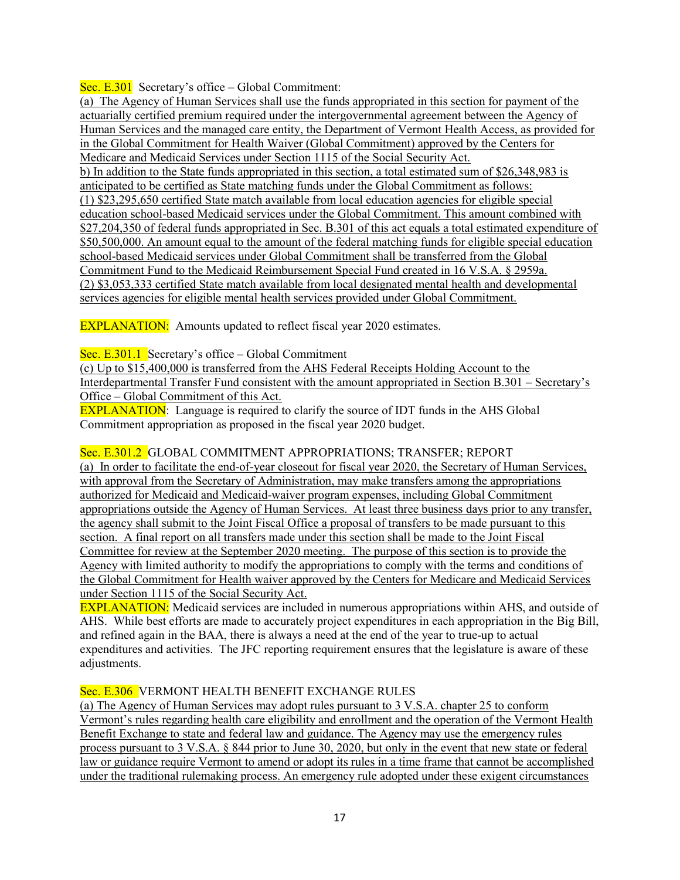Sec. E.301 Secretary's office – Global Commitment:

(a) The Agency of Human Services shall use the funds appropriated in this section for payment of the actuarially certified premium required under the intergovernmental agreement between the Agency of Human Services and the managed care entity, the Department of Vermont Health Access, as provided for in the Global Commitment for Health Waiver (Global Commitment) approved by the Centers for Medicare and Medicaid Services under Section 1115 of the Social Security Act.

b) In addition to the State funds appropriated in this section, a total estimated sum of $26,348,983 is anticipated to be certified as State matching funds under the Global Commitment as follows:

(1) $23,295,650 certified State match available from local education agencies for eligible special education school-based Medicaid services under the Global Commitment. This amount combined with $27,204,350 of federal funds appropriated in Sec. B.301 of this act equals a total estimated expenditure of $50,500,000. An amount equal to the amount of the federal matching funds for eligible special education school-based Medicaid services under Global Commitment shall be transferred from the Global Commitment Fund to the Medicaid Reimbursement Special Fund created in 16 V.S.A. § 2959a.

(2) $3,053,333 certified State match available from local designated mental health and developmental services agencies for eligible mental health services provided under Global Commitment.

EXPLANATION: Amounts updated to reflect fiscal year 2020 estimates.

Sec. E.301.1 Secretary's office – Global Commitment

(c) Up to $15,400,000 is transferred from the AHS Federal Receipts Holding Account to the Interdepartmental Transfer Fund consistent with the amount appropriated in Section B.301 – Secretary's Office – Global Commitment of this Act.

EXPLANATION: Language is required to clarify the source of IDT funds in the AHS Global Commitment appropriation as proposed in the fiscal year 2020 budget.

Sec. E.301.2 GLOBAL COMMITMENT APPROPRIATIONS; TRANSFER; REPORT

(a) In order to facilitate the end-of-year closeout for fiscal year 2020, the Secretary of Human Services, with approval from the Secretary of Administration, may make transfers among the appropriations authorized for Medicaid and Medicaid-waiver program expenses, including Global Commitment appropriations outside the Agency of Human Services. At least three business days prior to any transfer, the agency shall submit to the Joint Fiscal Office a proposal of transfers to be made pursuant to this section. A final report on all transfers made under this section shall be made to the Joint Fiscal Committee for review at the September 2020 meeting. The purpose of this section is to provide the Agency with limited authority to modify the appropriations to comply with the terms and conditions of the Global Commitment for Health waiver approved by the Centers for Medicare and Medicaid Services under Section 1115 of the Social Security Act.

EXPLANATION: Medicaid services are included in numerous appropriations within AHS, and outside of AHS. While best efforts are made to accurately project expenditures in each appropriation in the Big Bill, and refined again in the BAA, there is always a need at the end of the year to true-up to actual expenditures and activities. The JFC reporting requirement ensures that the legislature is aware of these adjustments.

Sec. E.306 VERMONT HEALTH BENEFIT EXCHANGE RULES

(a) The Agency of Human Services may adopt rules pursuant to 3 V.S.A. chapter 25 to conform Vermont's rules regarding health care eligibility and enrollment and the operation of the Vermont Health Benefit Exchange to state and federal law and guidance. The Agency may use the emergency rules process pursuant to 3 V.S.A. § 844 prior to June 30, 2020, but only in the event that new state or federal law or guidance require Vermont to amend or adopt its rules in a time frame that cannot be accomplished under the traditional rulemaking process. An emergency rule adopted under these exigent circumstances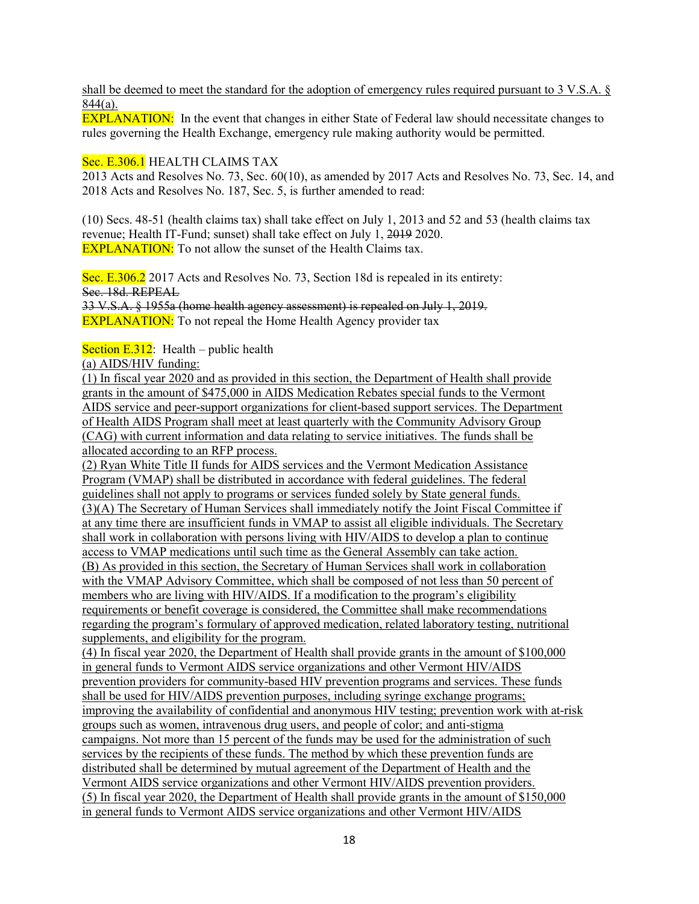shall be deemed to meet the standard for the adoption of emergency rules required pursuant to 3 V.S.A. § 844(a).

EXPLANATION: In the event that changes in either State of Federal law should necessitate changes to rules governing the Health Exchange, emergency rule making authority would be permitted.

Sec. E.306.1 HEALTH CLAIMS TAX

2013 Acts and Resolves No. 73, Sec. 60(10), as amended by 2017 Acts and Resolves No. 73, Sec. 14, and 2018 Acts and Resolves No. 187, Sec. 5, is further amended to read:

(10) Secs. 48-51 (health claims tax) shall take effect on July 1, 2013 and 52 and 53 (health claims tax revenue; Health IT-Fund; sunset) shall take effect on July 1, ~~2019~~ 2020.

EXPLANATION: To not allow the sunset of the Health Claims tax.

Sec. E.306.2 2017 Acts and Resolves No. 73, Section 18d is repealed in its entirety:

~~Sec. 18d. REPEAL~~

~~33 V.S.A. § 1955a (home health agency assessment) is repealed on July 1, 2019.~~

EXPLANATION: To not repeal the Home Health Agency provider tax

Section E.312: Health – public health

(a) AIDS/HIV funding:

(1) In fiscal year 2020 and as provided in this section, the Department of Health shall provide grants in the amount of $475,000 in AIDS Medication Rebates special funds to the Vermont AIDS service and peer-support organizations for client-based support services. The Department of Health AIDS Program shall meet at least quarterly with the Community Advisory Group (CAG) with current information and data relating to service initiatives. The funds shall be allocated according to an RFP process.

(2) Ryan White Title II funds for AIDS services and the Vermont Medication Assistance Program (VMAP) shall be distributed in accordance with federal guidelines. The federal guidelines shall not apply to programs or services funded solely by State general funds.

(3)(A) The Secretary of Human Services shall immediately notify the Joint Fiscal Committee if at any time there are insufficient funds in VMAP to assist all eligible individuals. The Secretary shall work in collaboration with persons living with HIV/AIDS to develop a plan to continue access to VMAP medications until such time as the General Assembly can take action.

(B) As provided in this section, the Secretary of Human Services shall work in collaboration with the VMAP Advisory Committee, which shall be composed of not less than 50 percent of members who are living with HIV/AIDS. If a modification to the program's eligibility requirements or benefit coverage is considered, the Committee shall make recommendations regarding the program's formulary of approved medication, related laboratory testing, nutritional supplements, and eligibility for the program.

(4) In fiscal year 2020, the Department of Health shall provide grants in the amount of $100,000 in general funds to Vermont AIDS service organizations and other Vermont HIV/AIDS prevention providers for community-based HIV prevention programs and services. These funds shall be used for HIV/AIDS prevention purposes, including syringe exchange programs; improving the availability of confidential and anonymous HIV testing; prevention work with at-risk groups such as women, intravenous drug users, and people of color; and anti-stigma campaigns. Not more than 15 percent of the funds may be used for the administration of such services by the recipients of these funds. The method by which these prevention funds are distributed shall be determined by mutual agreement of the Department of Health and the Vermont AIDS service organizations and other Vermont HIV/AIDS prevention providers.

(5) In fiscal year 2020, the Department of Health shall provide grants in the amount of $150,000 in general funds to Vermont AIDS service organizations and other Vermont HIV/AIDS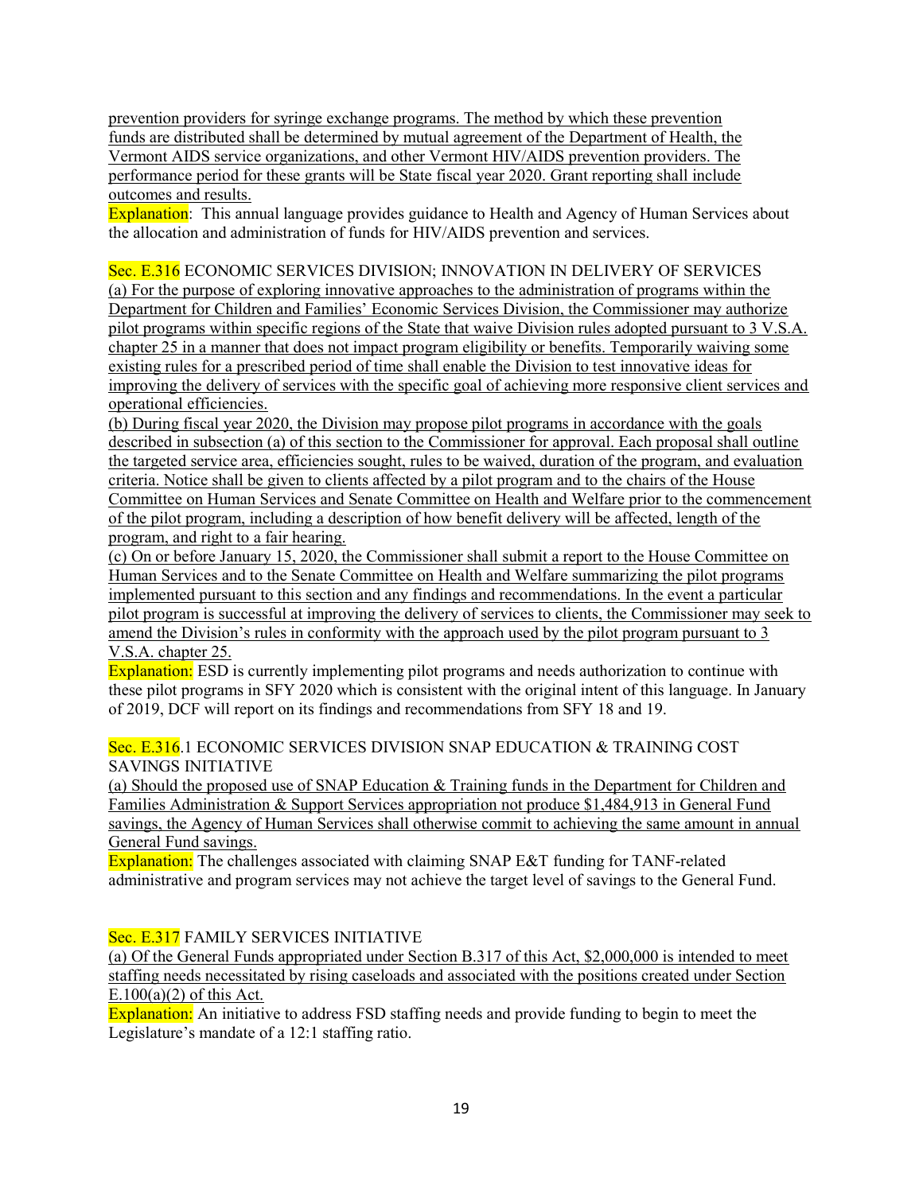prevention providers for syringe exchange programs. The method by which these prevention funds are distributed shall be determined by mutual agreement of the Department of Health, the Vermont AIDS service organizations, and other Vermont HIV/AIDS prevention providers. The performance period for these grants will be State fiscal year 2020. Grant reporting shall include outcomes and results.

Explanation: This annual language provides guidance to Health and Agency of Human Services about the allocation and administration of funds for HIV/AIDS prevention and services.

Sec. E.316 ECONOMIC SERVICES DIVISION; INNOVATION IN DELIVERY OF SERVICES

(a) For the purpose of exploring innovative approaches to the administration of programs within the Department for Children and Families' Economic Services Division, the Commissioner may authorize pilot programs within specific regions of the State that waive Division rules adopted pursuant to 3 V.S.A. chapter 25 in a manner that does not impact program eligibility or benefits. Temporarily waiving some existing rules for a prescribed period of time shall enable the Division to test innovative ideas for improving the delivery of services with the specific goal of achieving more responsive client services and operational efficiencies.

(b) During fiscal year 2020, the Division may propose pilot programs in accordance with the goals described in subsection (a) of this section to the Commissioner for approval. Each proposal shall outline the targeted service area, efficiencies sought, rules to be waived, duration of the program, and evaluation criteria. Notice shall be given to clients affected by a pilot program and to the chairs of the House Committee on Human Services and Senate Committee on Health and Welfare prior to the commencement of the pilot program, including a description of how benefit delivery will be affected, length of the program, and right to a fair hearing.

(c) On or before January 15, 2020, the Commissioner shall submit a report to the House Committee on Human Services and to the Senate Committee on Health and Welfare summarizing the pilot programs implemented pursuant to this section and any findings and recommendations. In the event a particular pilot program is successful at improving the delivery of services to clients, the Commissioner may seek to amend the Division's rules in conformity with the approach used by the pilot program pursuant to 3 V.S.A. chapter 25.

Explanation: ESD is currently implementing pilot programs and needs authorization to continue with these pilot programs in SFY 2020 which is consistent with the original intent of this language. In January of 2019, DCF will report on its findings and recommendations from SFY 18 and 19.

Sec. E.316.1 ECONOMIC SERVICES DIVISION SNAP EDUCATION & TRAINING COST SAVINGS INITIATIVE

(a) Should the proposed use of SNAP Education & Training funds in the Department for Children and Families Administration & Support Services appropriation not produce $1,484,913 in General Fund savings, the Agency of Human Services shall otherwise commit to achieving the same amount in annual General Fund savings.

Explanation: The challenges associated with claiming SNAP E&T funding for TANF-related administrative and program services may not achieve the target level of savings to the General Fund.

Sec. E.317 FAMILY SERVICES INITIATIVE

(a) Of the General Funds appropriated under Section B.317 of this Act, $2,000,000 is intended to meet staffing needs necessitated by rising caseloads and associated with the positions created under Section E.100(a)(2) of this Act.

Explanation: An initiative to address FSD staffing needs and provide funding to begin to meet the Legislature's mandate of a 12:1 staffing ratio.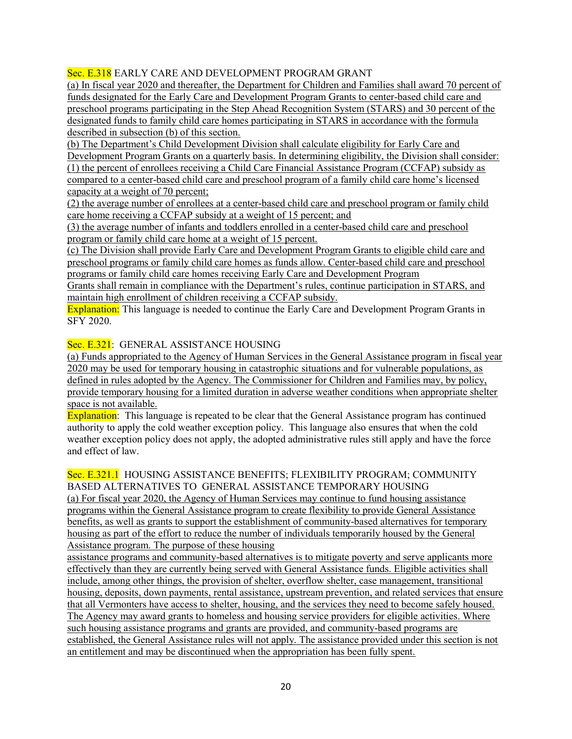Sec. E.318 EARLY CARE AND DEVELOPMENT PROGRAM GRANT

(a) In fiscal year 2020 and thereafter, the Department for Children and Families shall award 70 percent of funds designated for the Early Care and Development Program Grants to center-based child care and preschool programs participating in the Step Ahead Recognition System (STARS) and 30 percent of the designated funds to family child care homes participating in STARS in accordance with the formula described in subsection (b) of this section.

(b) The Department's Child Development Division shall calculate eligibility for Early Care and Development Program Grants on a quarterly basis. In determining eligibility, the Division shall consider:

(1) the percent of enrollees receiving a Child Care Financial Assistance Program (CCFAP) subsidy as compared to a center-based child care and preschool program of a family child care home's licensed capacity at a weight of 70 percent;

(2) the average number of enrollees at a center-based child care and preschool program or family child care home receiving a CCFAP subsidy at a weight of 15 percent; and

(3) the average number of infants and toddlers enrolled in a center-based child care and preschool program or family child care home at a weight of 15 percent.

(c) The Division shall provide Early Care and Development Program Grants to eligible child care and preschool programs or family child care homes as funds allow. Center-based child care and preschool programs or family child care homes receiving Early Care and Development Program Grants shall remain in compliance with the Department's rules, continue participation in STARS, and maintain high enrollment of children receiving a CCFAP subsidy.

Explanation: This language is needed to continue the Early Care and Development Program Grants in SFY 2020.

Sec. E.321: GENERAL ASSISTANCE HOUSING

(a) Funds appropriated to the Agency of Human Services in the General Assistance program in fiscal year 2020 may be used for temporary housing in catastrophic situations and for vulnerable populations, as defined in rules adopted by the Agency. The Commissioner for Children and Families may, by policy, provide temporary housing for a limited duration in adverse weather conditions when appropriate shelter space is not available.

Explanation: This language is repeated to be clear that the General Assistance program has continued authority to apply the cold weather exception policy. This language also ensures that when the cold weather exception policy does not apply, the adopted administrative rules still apply and have the force and effect of law.

Sec. E.321.1 HOUSING ASSISTANCE BENEFITS; FLEXIBILITY PROGRAM; COMMUNITY BASED ALTERNATIVES TO GENERAL ASSISTANCE TEMPORARY HOUSING

(a) For fiscal year 2020, the Agency of Human Services may continue to fund housing assistance programs within the General Assistance program to create flexibility to provide General Assistance benefits, as well as grants to support the establishment of community-based alternatives for temporary housing as part of the effort to reduce the number of individuals temporarily housed by the General Assistance program. The purpose of these housing assistance programs and community-based alternatives is to mitigate poverty and serve applicants more effectively than they are currently being served with General Assistance funds. Eligible activities shall include, among other things, the provision of shelter, overflow shelter, case management, transitional housing, deposits, down payments, rental assistance, upstream prevention, and related services that ensure that all Vermonters have access to shelter, housing, and the services they need to become safely housed. The Agency may award grants to homeless and housing service providers for eligible activities. Where such housing assistance programs and grants are provided, and community-based programs are established, the General Assistance rules will not apply. The assistance provided under this section is not an entitlement and may be discontinued when the appropriation has been fully spent.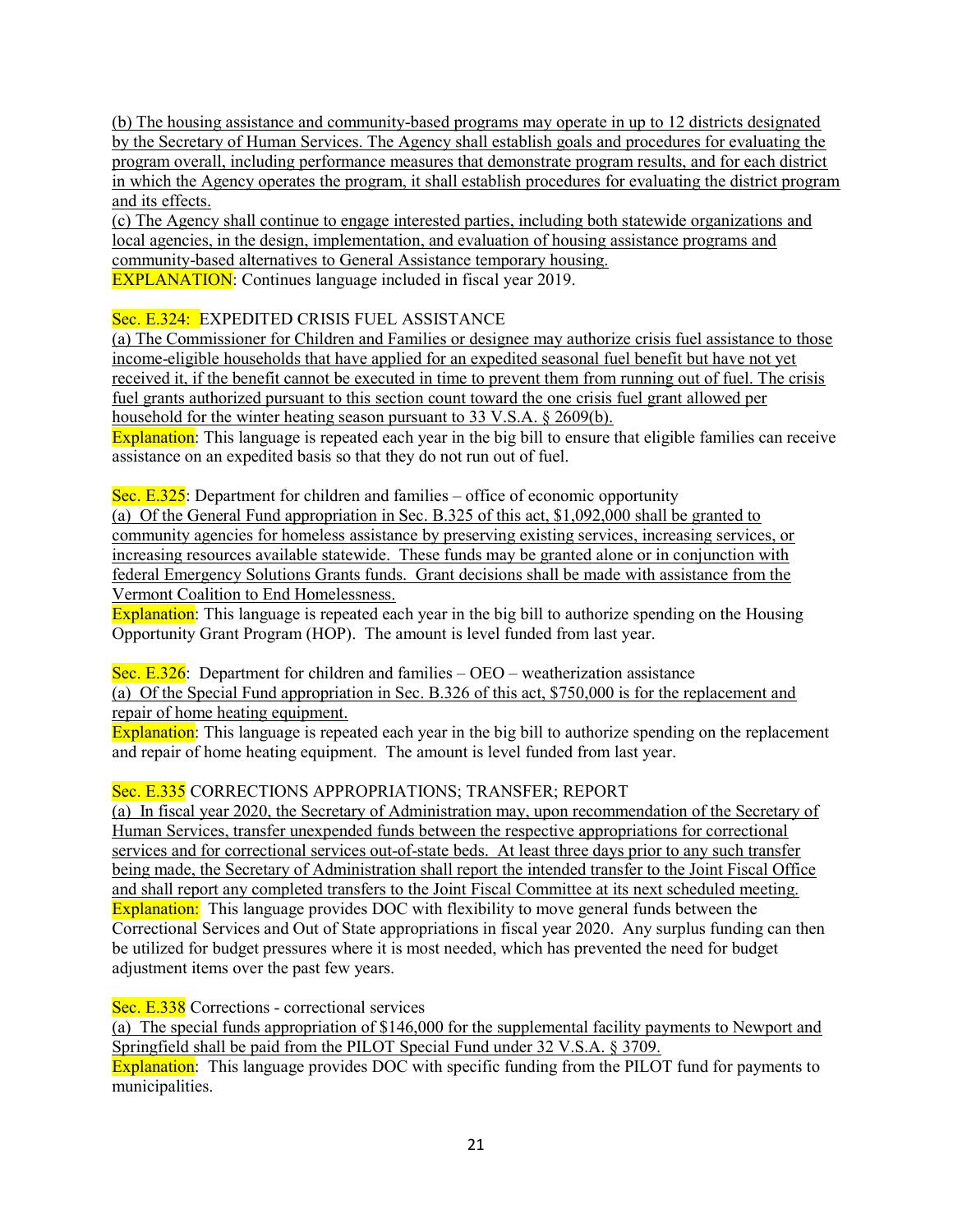(b) The housing assistance and community-based programs may operate in up to 12 districts designated by the Secretary of Human Services. The Agency shall establish goals and procedures for evaluating the program overall, including performance measures that demonstrate program results, and for each district in which the Agency operates the program, it shall establish procedures for evaluating the district program and its effects.

(c) The Agency shall continue to engage interested parties, including both statewide organizations and local agencies, in the design, implementation, and evaluation of housing assistance programs and community-based alternatives to General Assistance temporary housing.

EXPLANATION: Continues language included in fiscal year 2019.

Sec. E.324: EXPEDITED CRISIS FUEL ASSISTANCE

(a) The Commissioner for Children and Families or designee may authorize crisis fuel assistance to those income-eligible households that have applied for an expedited seasonal fuel benefit but have not yet received it, if the benefit cannot be executed in time to prevent them from running out of fuel. The crisis fuel grants authorized pursuant to this section count toward the one crisis fuel grant allowed per household for the winter heating season pursuant to 33 V.S.A. § 2609(b).

Explanation: This language is repeated each year in the big bill to ensure that eligible families can receive assistance on an expedited basis so that they do not run out of fuel.

Sec. E.325: Department for children and families – office of economic opportunity

(a) Of the General Fund appropriation in Sec. B.325 of this act, $1,092,000 shall be granted to community agencies for homeless assistance by preserving existing services, increasing services, or increasing resources available statewide. These funds may be granted alone or in conjunction with federal Emergency Solutions Grants funds. Grant decisions shall be made with assistance from the Vermont Coalition to End Homelessness.

Explanation: This language is repeated each year in the big bill to authorize spending on the Housing Opportunity Grant Program (HOP). The amount is level funded from last year.

Sec. E.326: Department for children and families – OEO – weatherization assistance

(a) Of the Special Fund appropriation in Sec. B.326 of this act, $750,000 is for the replacement and repair of home heating equipment.

Explanation: This language is repeated each year in the big bill to authorize spending on the replacement and repair of home heating equipment. The amount is level funded from last year.

Sec. E.335 CORRECTIONS APPROPRIATIONS; TRANSFER; REPORT

(a) In fiscal year 2020, the Secretary of Administration may, upon recommendation of the Secretary of Human Services, transfer unexpended funds between the respective appropriations for correctional services and for correctional services out-of-state beds. At least three days prior to any such transfer being made, the Secretary of Administration shall report the intended transfer to the Joint Fiscal Office and shall report any completed transfers to the Joint Fiscal Committee at its next scheduled meeting.

Explanation: This language provides DOC with flexibility to move general funds between the Correctional Services and Out of State appropriations in fiscal year 2020. Any surplus funding can then be utilized for budget pressures where it is most needed, which has prevented the need for budget adjustment items over the past few years.

Sec. E.338 Corrections - correctional services

(a) The special funds appropriation of $146,000 for the supplemental facility payments to Newport and Springfield shall be paid from the PILOT Special Fund under 32 V.S.A. § 3709.

Explanation: This language provides DOC with specific funding from the PILOT fund for payments to municipalities.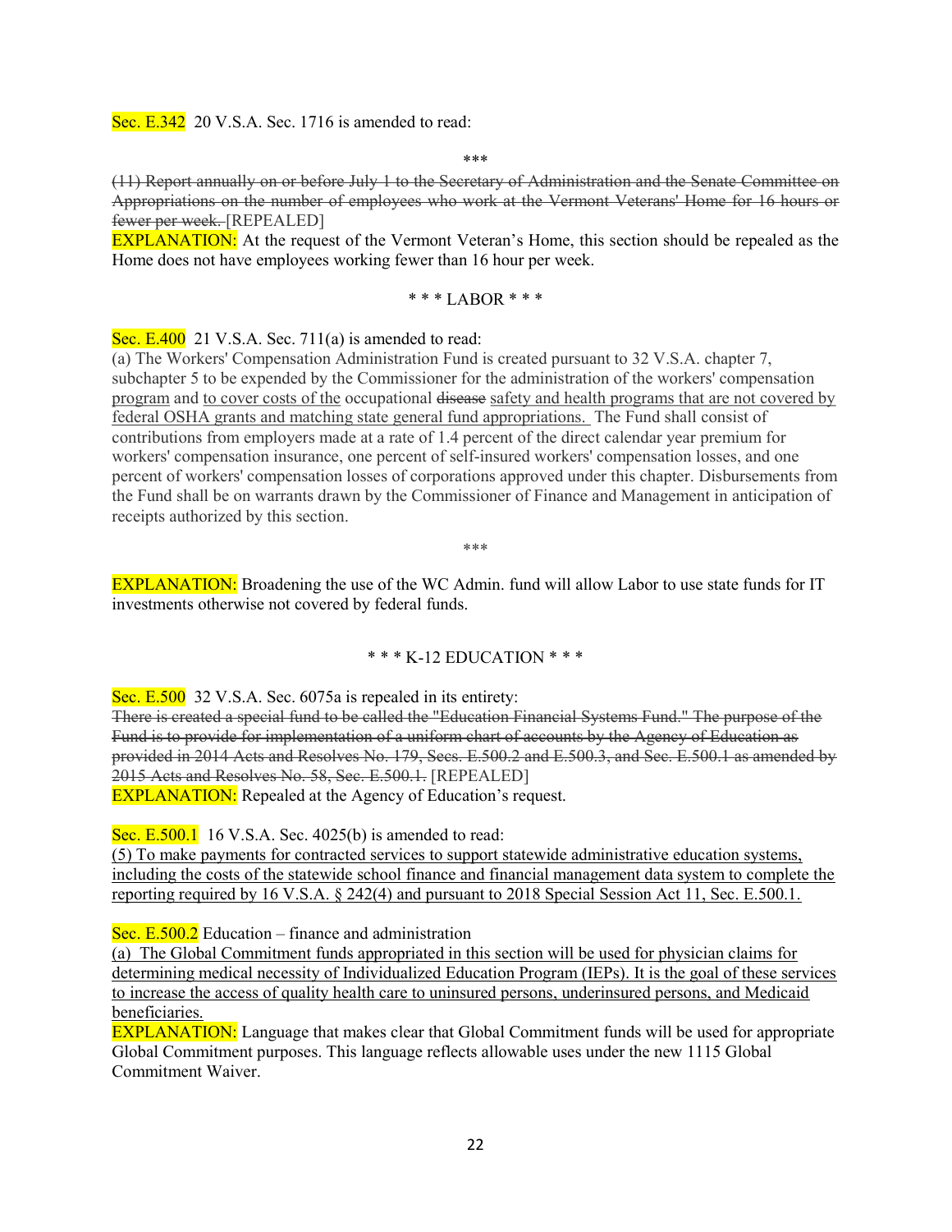Sec. E.342 20 V.S.A. Sec. 1716 is amended to read:

\*\*\*

~~(11) Report annually on or before July 1 to the Secretary of Administration and the Senate Committee on Appropriations on the number of employees who work at the Vermont Veterans' Home for 16 hours or fewer per week.~~ [REPEALED]

EXPLANATION: At the request of the Vermont Veteran's Home, this section should be repealed as the Home does not have employees working fewer than 16 hour per week.

\* \* \* LABOR \* \* \*

Sec. E.400 21 V.S.A. Sec. 711(a) is amended to read:

(a) The Workers' Compensation Administration Fund is created pursuant to 32 V.S.A. chapter 7, subchapter 5 to be expended by the Commissioner for the administration of the workers' compensation <u>program</u> and <u>to cover costs of the</u> occupational ~~disease~~ <u>safety and health programs that are not covered by federal OSHA grants and matching state general fund appropriations.</u> The Fund shall consist of contributions from employers made at a rate of 1.4 percent of the direct calendar year premium for workers' compensation insurance, one percent of self-insured workers' compensation losses, and one percent of workers' compensation losses of corporations approved under this chapter. Disbursements from the Fund shall be on warrants drawn by the Commissioner of Finance and Management in anticipation of receipts authorized by this section.

\*\*\*

EXPLANATION: Broadening the use of the WC Admin. fund will allow Labor to use state funds for IT investments otherwise not covered by federal funds.

\* \* \* K-12 EDUCATION \* \* \*

Sec. E.500 32 V.S.A. Sec. 6075a is repealed in its entirety:

~~There is created a special fund to be called the "Education Financial Systems Fund." The purpose of the Fund is to provide for implementation of a uniform chart of accounts by the Agency of Education as provided in 2014 Acts and Resolves No. 179, Secs. E.500.2 and E.500.3, and Sec. E.500.1 as amended by 2015 Acts and Resolves No. 58, Sec. E.500.1.~~ [REPEALED]

EXPLANATION: Repealed at the Agency of Education's request.

Sec. E.500.1 16 V.S.A. Sec. 4025(b) is amended to read:

<u>(5) To make payments for contracted services to support statewide administrative education systems, including the costs of the statewide school finance and financial management data system to complete the reporting required by 16 V.S.A. § 242(4) and pursuant to 2018 Special Session Act 11, Sec. E.500.1.</u>

Sec. E.500.2 Education – finance and administration

<u>(a) The Global Commitment funds appropriated in this section will be used for physician claims for determining medical necessity of Individualized Education Program (IEPs). It is the goal of these services to increase the access of quality health care to uninsured persons, underinsured persons, and Medicaid beneficiaries.</u>

EXPLANATION: Language that makes clear that Global Commitment funds will be used for appropriate Global Commitment purposes. This language reflects allowable uses under the new 1115 Global Commitment Waiver.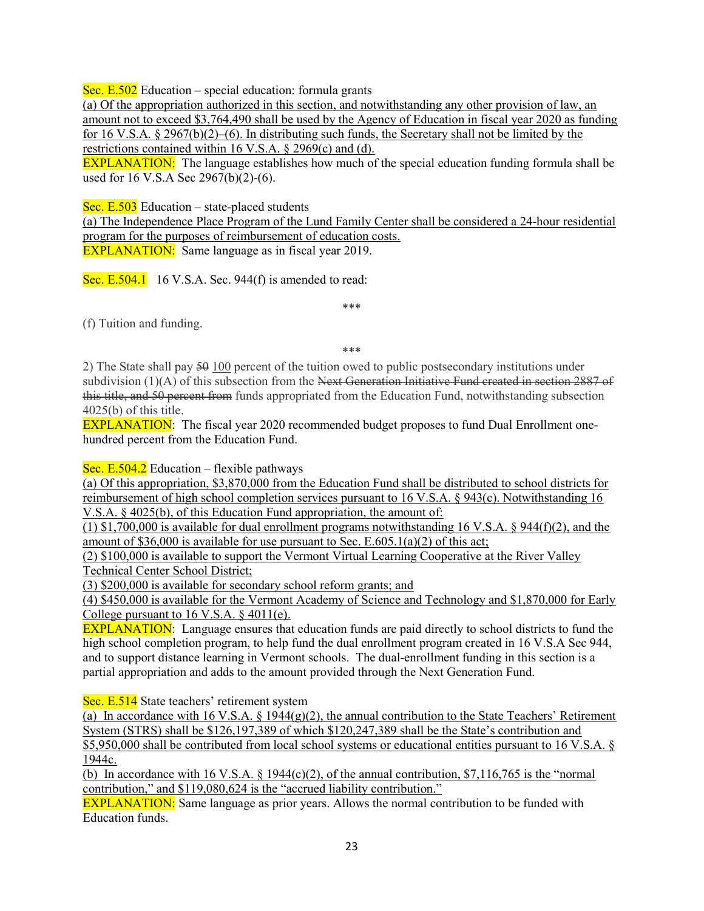Sec. E.502 Education – special education: formula grants

(a) Of the appropriation authorized in this section, and notwithstanding any other provision of law, an amount not to exceed $3,764,490 shall be used by the Agency of Education in fiscal year 2020 as funding for 16 V.S.A. § 2967(b)(2)–(6). In distributing such funds, the Secretary shall not be limited by the restrictions contained within 16 V.S.A. § 2969(c) and (d).

EXPLANATION: The language establishes how much of the special education funding formula shall be used for 16 V.S.A Sec 2967(b)(2)-(6).

Sec. E.503 Education – state-placed students

(a) The Independence Place Program of the Lund Family Center shall be considered a 24-hour residential program for the purposes of reimbursement of education costs.

EXPLANATION: Same language as in fiscal year 2019.

Sec. E.504.1 16 V.S.A. Sec. 944(f) is amended to read:

\*\*\*

(f) Tuition and funding.

\*\*\*

2) The State shall pay ~~50~~ 100 percent of the tuition owed to public postsecondary institutions under subdivision (1)(A) of this subsection from the ~~Next Generation Initiative Fund created in section 2887 of this title, and 50 percent from~~ funds appropriated from the Education Fund, notwithstanding subsection 4025(b) of this title.

EXPLANATION: The fiscal year 2020 recommended budget proposes to fund Dual Enrollment one-hundred percent from the Education Fund.

Sec. E.504.2 Education – flexible pathways

(a) Of this appropriation, $3,870,000 from the Education Fund shall be distributed to school districts for reimbursement of high school completion services pursuant to 16 V.S.A. § 943(c). Notwithstanding 16 V.S.A. § 4025(b), of this Education Fund appropriation, the amount of:

(1) $1,700,000 is available for dual enrollment programs notwithstanding 16 V.S.A. § 944(f)(2), and the amount of $36,000 is available for use pursuant to Sec. E.605.1(a)(2) of this act;

(2) $100,000 is available to support the Vermont Virtual Learning Cooperative at the River Valley Technical Center School District;

(3) $200,000 is available for secondary school reform grants; and

(4) $450,000 is available for the Vermont Academy of Science and Technology and $1,870,000 for Early College pursuant to 16 V.S.A. § 4011(e).

EXPLANATION: Language ensures that education funds are paid directly to school districts to fund the high school completion program, to help fund the dual enrollment program created in 16 V.S.A Sec 944, and to support distance learning in Vermont schools. The dual-enrollment funding in this section is a partial appropriation and adds to the amount provided through the Next Generation Fund.

Sec. E.514 State teachers' retirement system

(a) In accordance with 16 V.S.A. § 1944(g)(2), the annual contribution to the State Teachers' Retirement System (STRS) shall be $126,197,389 of which $120,247,389 shall be the State's contribution and $5,950,000 shall be contributed from local school systems or educational entities pursuant to 16 V.S.A. § 1944c.

(b) In accordance with 16 V.S.A. § 1944(c)(2), of the annual contribution, $7,116,765 is the "normal contribution," and $119,080,624 is the "accrued liability contribution."

EXPLANATION: Same language as prior years. Allows the normal contribution to be funded with Education funds.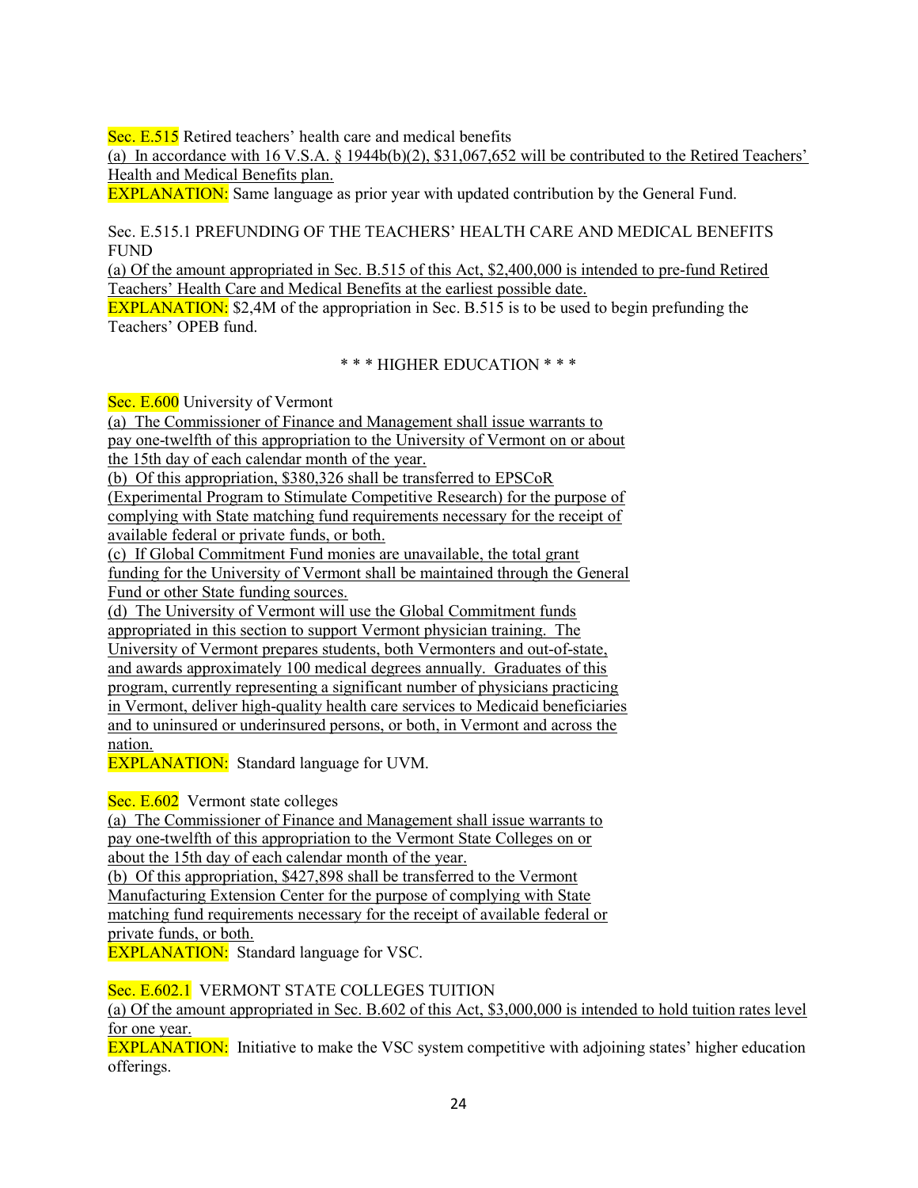Sec. E.515 Retired teachers' health care and medical benefits

(a) In accordance with 16 V.S.A. § 1944b(b)(2), $31,067,652 will be contributed to the Retired Teachers' Health and Medical Benefits plan.

EXPLANATION: Same language as prior year with updated contribution by the General Fund.

Sec. E.515.1 PREFUNDING OF THE TEACHERS' HEALTH CARE AND MEDICAL BENEFITS FUND

(a) Of the amount appropriated in Sec. B.515 of this Act, $2,400,000 is intended to pre-fund Retired Teachers' Health Care and Medical Benefits at the earliest possible date.

EXPLANATION: $2,4M of the appropriation in Sec. B.515 is to be used to begin prefunding the Teachers' OPEB fund.

\* \* \* HIGHER EDUCATION \* \* \*

Sec. E.600 University of Vermont

(a) The Commissioner of Finance and Management shall issue warrants to pay one-twelfth of this appropriation to the University of Vermont on or about the 15th day of each calendar month of the year.

(b) Of this appropriation, $380,326 shall be transferred to EPSCoR (Experimental Program to Stimulate Competitive Research) for the purpose of complying with State matching fund requirements necessary for the receipt of available federal or private funds, or both.

(c) If Global Commitment Fund monies are unavailable, the total grant funding for the University of Vermont shall be maintained through the General Fund or other State funding sources.

(d) The University of Vermont will use the Global Commitment funds appropriated in this section to support Vermont physician training. The University of Vermont prepares students, both Vermonters and out-of-state, and awards approximately 100 medical degrees annually. Graduates of this program, currently representing a significant number of physicians practicing in Vermont, deliver high-quality health care services to Medicaid beneficiaries and to uninsured or underinsured persons, or both, in Vermont and across the nation.

EXPLANATION: Standard language for UVM.

Sec. E.602 Vermont state colleges

(a) The Commissioner of Finance and Management shall issue warrants to pay one-twelfth of this appropriation to the Vermont State Colleges on or about the 15th day of each calendar month of the year.

(b) Of this appropriation, $427,898 shall be transferred to the Vermont Manufacturing Extension Center for the purpose of complying with State matching fund requirements necessary for the receipt of available federal or private funds, or both.

EXPLANATION: Standard language for VSC.

Sec. E.602.1 VERMONT STATE COLLEGES TUITION

(a) Of the amount appropriated in Sec. B.602 of this Act, $3,000,000 is intended to hold tuition rates level for one year.

EXPLANATION: Initiative to make the VSC system competitive with adjoining states' higher education offerings.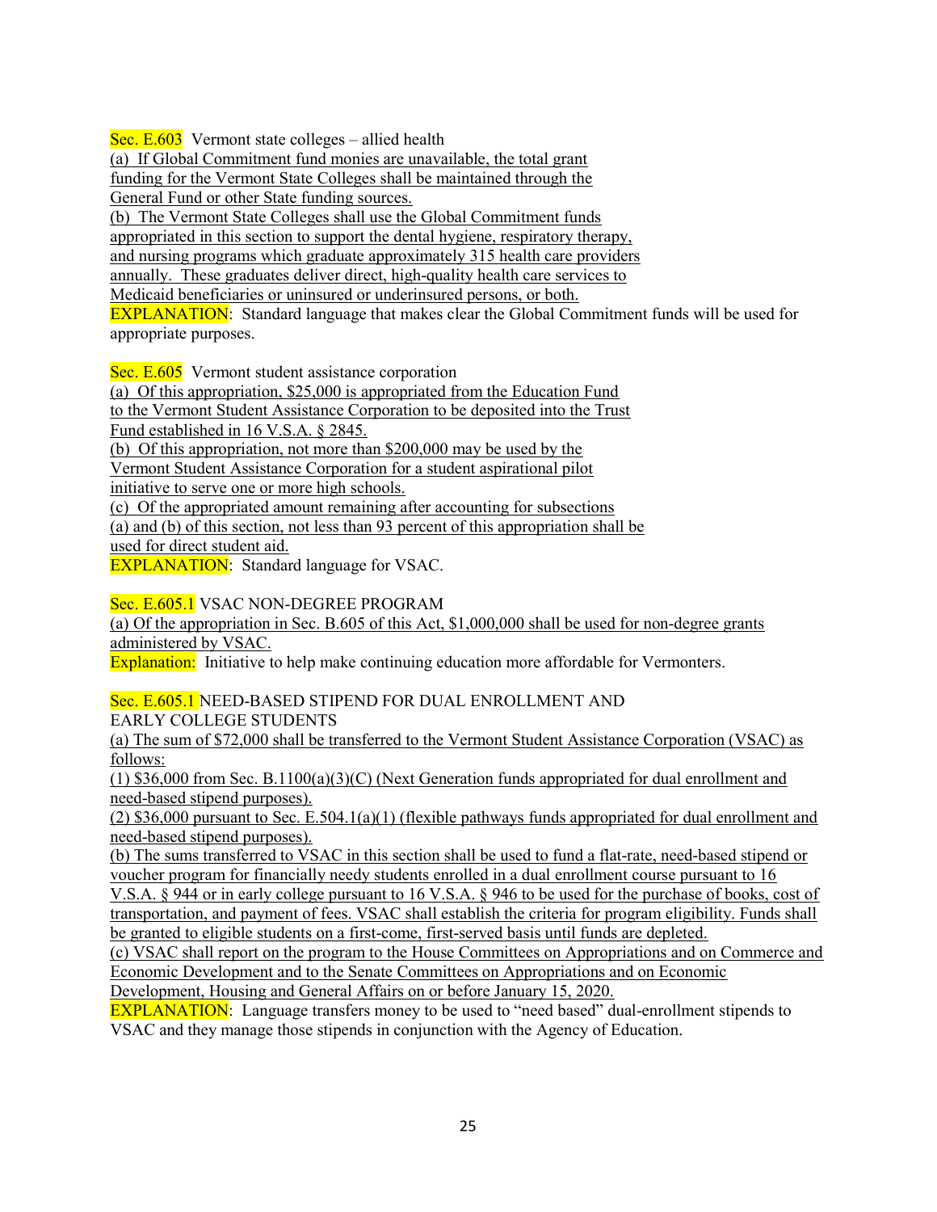Sec. E.603 Vermont state colleges – allied health

(a) If Global Commitment fund monies are unavailable, the total grant funding for the Vermont State Colleges shall be maintained through the General Fund or other State funding sources.

(b) The Vermont State Colleges shall use the Global Commitment funds appropriated in this section to support the dental hygiene, respiratory therapy, and nursing programs which graduate approximately 315 health care providers annually. These graduates deliver direct, high-quality health care services to Medicaid beneficiaries or uninsured or underinsured persons, or both.

EXPLANATION: Standard language that makes clear the Global Commitment funds will be used for appropriate purposes.

Sec. E.605 Vermont student assistance corporation

(a) Of this appropriation, $25,000 is appropriated from the Education Fund to the Vermont Student Assistance Corporation to be deposited into the Trust Fund established in 16 V.S.A. § 2845.

(b) Of this appropriation, not more than $200,000 may be used by the Vermont Student Assistance Corporation for a student aspirational pilot initiative to serve one or more high schools.

(c) Of the appropriated amount remaining after accounting for subsections (a) and (b) of this section, not less than 93 percent of this appropriation shall be used for direct student aid.

EXPLANATION: Standard language for VSAC.

Sec. E.605.1 VSAC NON-DEGREE PROGRAM

(a) Of the appropriation in Sec. B.605 of this Act, $1,000,000 shall be used for non-degree grants administered by VSAC.

Explanation: Initiative to help make continuing education more affordable for Vermonters.

Sec. E.605.1 NEED-BASED STIPEND FOR DUAL ENROLLMENT AND EARLY COLLEGE STUDENTS

(a) The sum of $72,000 shall be transferred to the Vermont Student Assistance Corporation (VSAC) as follows:

(1) $36,000 from Sec. B.1100(a)(3)(C) (Next Generation funds appropriated for dual enrollment and need-based stipend purposes).

(2) $36,000 pursuant to Sec. E.504.1(a)(1) (flexible pathways funds appropriated for dual enrollment and need-based stipend purposes).

(b) The sums transferred to VSAC in this section shall be used to fund a flat-rate, need-based stipend or voucher program for financially needy students enrolled in a dual enrollment course pursuant to 16 V.S.A. § 944 or in early college pursuant to 16 V.S.A. § 946 to be used for the purchase of books, cost of transportation, and payment of fees. VSAC shall establish the criteria for program eligibility. Funds shall be granted to eligible students on a first-come, first-served basis until funds are depleted.

(c) VSAC shall report on the program to the House Committees on Appropriations and on Commerce and Economic Development and to the Senate Committees on Appropriations and on Economic Development, Housing and General Affairs on or before January 15, 2020.

EXPLANATION: Language transfers money to be used to "need based" dual-enrollment stipends to VSAC and they manage those stipends in conjunction with the Agency of Education.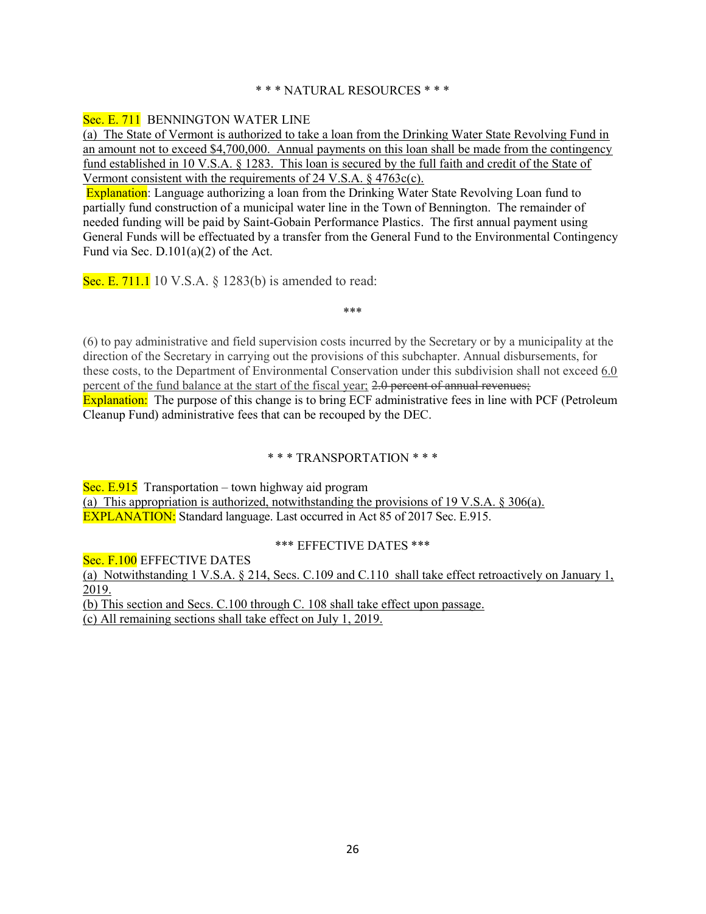\* \* \* NATURAL RESOURCES \* \* \*

Sec. E. 711 BENNINGTON WATER LINE

<u>(a) The State of Vermont is authorized to take a loan from the Drinking Water State Revolving Fund in an amount not to exceed $4,700,000. Annual payments on this loan shall be made from the contingency fund established in 10 V.S.A. § 1283. This loan is secured by the full faith and credit of the State of Vermont consistent with the requirements of 24 V.S.A. § 4763c(c).</u>

Explanation: Language authorizing a loan from the Drinking Water State Revolving Loan fund to partially fund construction of a municipal water line in the Town of Bennington. The remainder of needed funding will be paid by Saint-Gobain Performance Plastics. The first annual payment using General Funds will be effectuated by a transfer from the General Fund to the Environmental Contingency Fund via Sec. D.101(a)(2) of the Act.

Sec. E. 711.1 10 V.S.A. § 1283(b) is amended to read:

\*\*\*

(6) to pay administrative and field supervision costs incurred by the Secretary or by a municipality at the direction of the Secretary in carrying out the provisions of this subchapter. Annual disbursements, for these costs, to the Department of Environmental Conservation under this subdivision shall not exceed <u>6.0 percent of the fund balance at the start of the fiscal year;</u> ~~2.0 percent of annual revenues;~~

Explanation: The purpose of this change is to bring ECF administrative fees in line with PCF (Petroleum Cleanup Fund) administrative fees that can be recouped by the DEC.

\* \* \* TRANSPORTATION \* \* \*

Sec. E.915 Transportation – town highway aid program

<u>(a) This appropriation is authorized, notwithstanding the provisions of 19 V.S.A. § 306(a).</u>

EXPLANATION: Standard language. Last occurred in Act 85 of 2017 Sec. E.915.

\*\*\* EFFECTIVE DATES \*\*\*

Sec. F.100 EFFECTIVE DATES

<u>(a) Notwithstanding 1 V.S.A. § 214, Secs. C.109 and C.110 shall take effect retroactively on January 1, 2019.</u>

<u>(b) This section and Secs. C.100 through C. 108 shall take effect upon passage.</u>

<u>(c) All remaining sections shall take effect on July 1, 2019.</u>